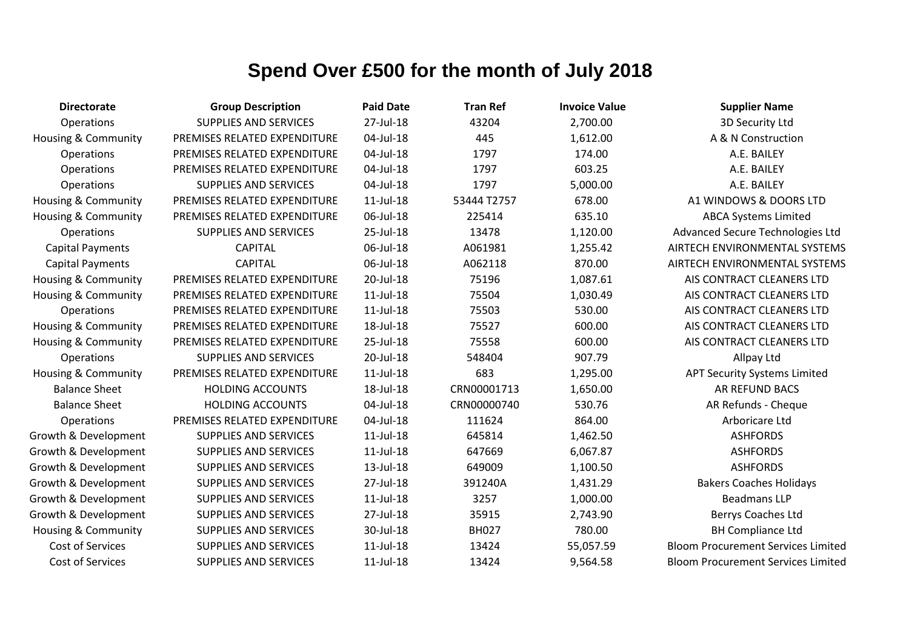# Spend Over £500 for the month of July 2018

| Directorate | Group Description | Paid Date | Tran Ref | Invoice Value | Supplier Name |
|---|---|---|---|---|---|
| Operations | SUPPLIES AND SERVICES | 27-Jul-18 | 43204 | 2,700.00 | 3D Security Ltd |
| Housing & Community | PREMISES RELATED EXPENDITURE | 04-Jul-18 | 445 | 1,612.00 | A & N Construction |
| Operations | PREMISES RELATED EXPENDITURE | 04-Jul-18 | 1797 | 174.00 | A.E. BAILEY |
| Operations | PREMISES RELATED EXPENDITURE | 04-Jul-18 | 1797 | 603.25 | A.E. BAILEY |
| Operations | SUPPLIES AND SERVICES | 04-Jul-18 | 1797 | 5,000.00 | A.E. BAILEY |
| Housing & Community | PREMISES RELATED EXPENDITURE | 11-Jul-18 | 53444 T2757 | 678.00 | A1 WINDOWS & DOORS LTD |
| Housing & Community | PREMISES RELATED EXPENDITURE | 06-Jul-18 | 225414 | 635.10 | ABCA Systems Limited |
| Operations | SUPPLIES AND SERVICES | 25-Jul-18 | 13478 | 1,120.00 | Advanced Secure Technologies Ltd |
| Capital Payments | CAPITAL | 06-Jul-18 | A061981 | 1,255.42 | AIRTECH ENVIRONMENTAL SYSTEMS |
| Capital Payments | CAPITAL | 06-Jul-18 | A062118 | 870.00 | AIRTECH ENVIRONMENTAL SYSTEMS |
| Housing & Community | PREMISES RELATED EXPENDITURE | 20-Jul-18 | 75196 | 1,087.61 | AIS CONTRACT CLEANERS LTD |
| Housing & Community | PREMISES RELATED EXPENDITURE | 11-Jul-18 | 75504 | 1,030.49 | AIS CONTRACT CLEANERS LTD |
| Operations | PREMISES RELATED EXPENDITURE | 11-Jul-18 | 75503 | 530.00 | AIS CONTRACT CLEANERS LTD |
| Housing & Community | PREMISES RELATED EXPENDITURE | 18-Jul-18 | 75527 | 600.00 | AIS CONTRACT CLEANERS LTD |
| Housing & Community | PREMISES RELATED EXPENDITURE | 25-Jul-18 | 75558 | 600.00 | AIS CONTRACT CLEANERS LTD |
| Operations | SUPPLIES AND SERVICES | 20-Jul-18 | 548404 | 907.79 | Allpay Ltd |
| Housing & Community | PREMISES RELATED EXPENDITURE | 11-Jul-18 | 683 | 1,295.00 | APT Security Systems Limited |
| Balance Sheet | HOLDING ACCOUNTS | 18-Jul-18 | CRN00001713 | 1,650.00 | AR REFUND BACS |
| Balance Sheet | HOLDING ACCOUNTS | 04-Jul-18 | CRN00000740 | 530.76 | AR Refunds - Cheque |
| Operations | PREMISES RELATED EXPENDITURE | 04-Jul-18 | 111624 | 864.00 | Arboricare Ltd |
| Growth & Development | SUPPLIES AND SERVICES | 11-Jul-18 | 645814 | 1,462.50 | ASHFORDS |
| Growth & Development | SUPPLIES AND SERVICES | 11-Jul-18 | 647669 | 6,067.87 | ASHFORDS |
| Growth & Development | SUPPLIES AND SERVICES | 13-Jul-18 | 649009 | 1,100.50 | ASHFORDS |
| Growth & Development | SUPPLIES AND SERVICES | 27-Jul-18 | 391240A | 1,431.29 | Bakers Coaches Holidays |
| Growth & Development | SUPPLIES AND SERVICES | 11-Jul-18 | 3257 | 1,000.00 | Beadmans LLP |
| Growth & Development | SUPPLIES AND SERVICES | 27-Jul-18 | 35915 | 2,743.90 | Berrys Coaches Ltd |
| Housing & Community | SUPPLIES AND SERVICES | 30-Jul-18 | BH027 | 780.00 | BH Compliance Ltd |
| Cost of Services | SUPPLIES AND SERVICES | 11-Jul-18 | 13424 | 55,057.59 | Bloom Procurement Services Limited |
| Cost of Services | SUPPLIES AND SERVICES | 11-Jul-18 | 13424 | 9,564.58 | Bloom Procurement Services Limited |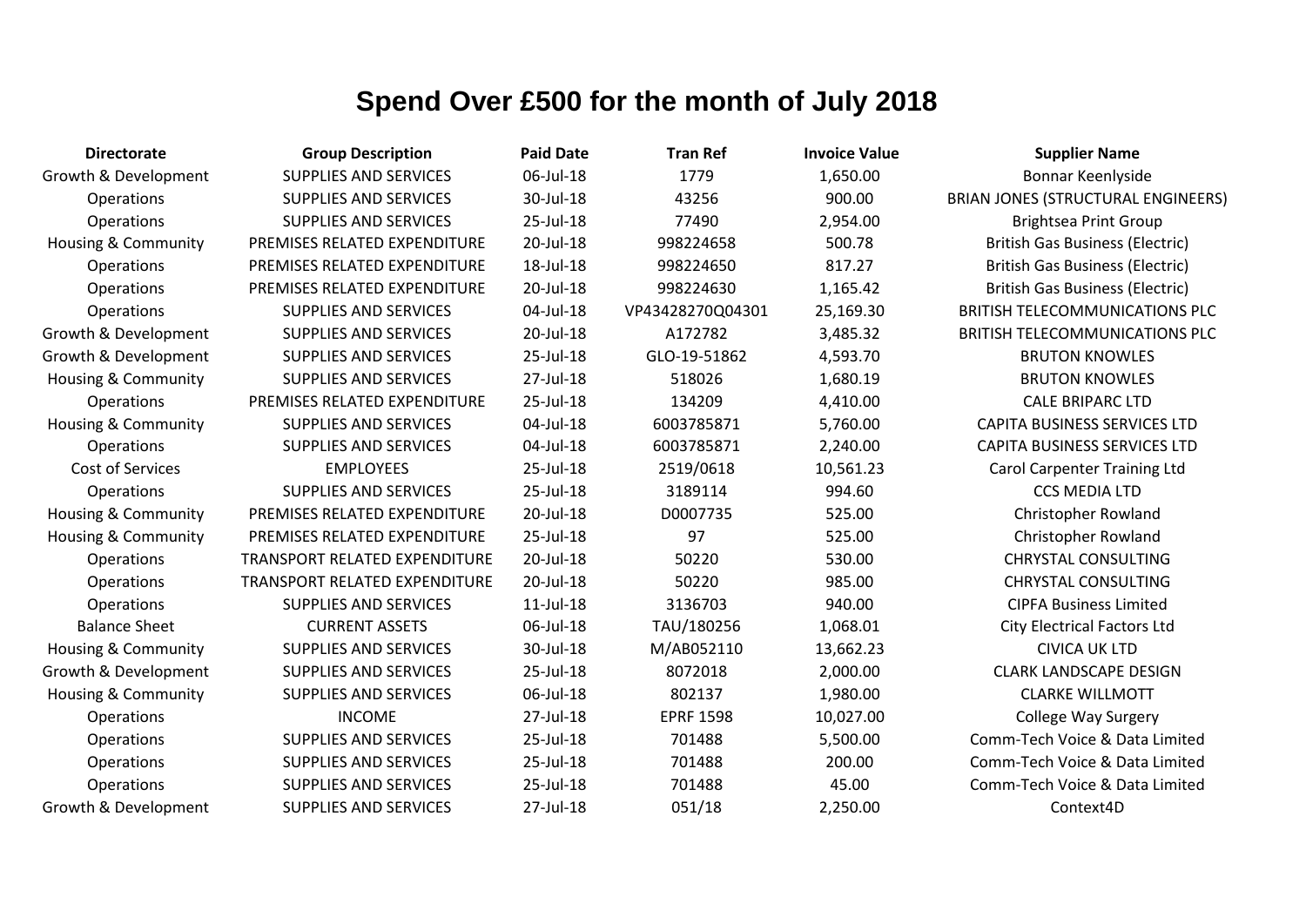# Spend Over £500 for the month of July 2018

| Directorate | Group Description | Paid Date | Tran Ref | Invoice Value | Supplier Name |
|---|---|---|---|---|---|
| Growth & Development | SUPPLIES AND SERVICES | 06-Jul-18 | 1779 | 1,650.00 | Bonnar Keenlyside |
| Operations | SUPPLIES AND SERVICES | 30-Jul-18 | 43256 | 900.00 | BRIAN JONES (STRUCTURAL ENGINEERS) |
| Operations | SUPPLIES AND SERVICES | 25-Jul-18 | 77490 | 2,954.00 | Brightsea Print Group |
| Housing & Community | PREMISES RELATED EXPENDITURE | 20-Jul-18 | 998224658 | 500.78 | British Gas Business (Electric) |
| Operations | PREMISES RELATED EXPENDITURE | 18-Jul-18 | 998224650 | 817.27 | British Gas Business (Electric) |
| Operations | PREMISES RELATED EXPENDITURE | 20-Jul-18 | 998224630 | 1,165.42 | British Gas Business (Electric) |
| Operations | SUPPLIES AND SERVICES | 04-Jul-18 | VP43428270Q04301 | 25,169.30 | BRITISH TELECOMMUNICATIONS PLC |
| Growth & Development | SUPPLIES AND SERVICES | 20-Jul-18 | A172782 | 3,485.32 | BRITISH TELECOMMUNICATIONS PLC |
| Growth & Development | SUPPLIES AND SERVICES | 25-Jul-18 | GLO-19-51862 | 4,593.70 | BRUTON KNOWLES |
| Housing & Community | SUPPLIES AND SERVICES | 27-Jul-18 | 518026 | 1,680.19 | BRUTON KNOWLES |
| Operations | PREMISES RELATED EXPENDITURE | 25-Jul-18 | 134209 | 4,410.00 | CALE BRIPARC LTD |
| Housing & Community | SUPPLIES AND SERVICES | 04-Jul-18 | 6003785871 | 5,760.00 | CAPITA BUSINESS SERVICES LTD |
| Operations | SUPPLIES AND SERVICES | 04-Jul-18 | 6003785871 | 2,240.00 | CAPITA BUSINESS SERVICES LTD |
| Cost of Services | EMPLOYEES | 25-Jul-18 | 2519/0618 | 10,561.23 | Carol Carpenter Training Ltd |
| Operations | SUPPLIES AND SERVICES | 25-Jul-18 | 3189114 | 994.60 | CCS MEDIA LTD |
| Housing & Community | PREMISES RELATED EXPENDITURE | 20-Jul-18 | D0007735 | 525.00 | Christopher Rowland |
| Housing & Community | PREMISES RELATED EXPENDITURE | 25-Jul-18 | 97 | 525.00 | Christopher Rowland |
| Operations | TRANSPORT RELATED EXPENDITURE | 20-Jul-18 | 50220 | 530.00 | CHRYSTAL CONSULTING |
| Operations | TRANSPORT RELATED EXPENDITURE | 20-Jul-18 | 50220 | 985.00 | CHRYSTAL CONSULTING |
| Operations | SUPPLIES AND SERVICES | 11-Jul-18 | 3136703 | 940.00 | CIPFA Business Limited |
| Balance Sheet | CURRENT ASSETS | 06-Jul-18 | TAU/180256 | 1,068.01 | City Electrical Factors Ltd |
| Housing & Community | SUPPLIES AND SERVICES | 30-Jul-18 | M/AB052110 | 13,662.23 | CIVICA UK LTD |
| Growth & Development | SUPPLIES AND SERVICES | 25-Jul-18 | 8072018 | 2,000.00 | CLARK LANDSCAPE DESIGN |
| Housing & Community | SUPPLIES AND SERVICES | 06-Jul-18 | 802137 | 1,980.00 | CLARKE WILLMOTT |
| Operations | INCOME | 27-Jul-18 | EPRF 1598 | 10,027.00 | College Way Surgery |
| Operations | SUPPLIES AND SERVICES | 25-Jul-18 | 701488 | 5,500.00 | Comm-Tech Voice & Data Limited |
| Operations | SUPPLIES AND SERVICES | 25-Jul-18 | 701488 | 200.00 | Comm-Tech Voice & Data Limited |
| Operations | SUPPLIES AND SERVICES | 25-Jul-18 | 701488 | 45.00 | Comm-Tech Voice & Data Limited |
| Growth & Development | SUPPLIES AND SERVICES | 27-Jul-18 | 051/18 | 2,250.00 | Context4D |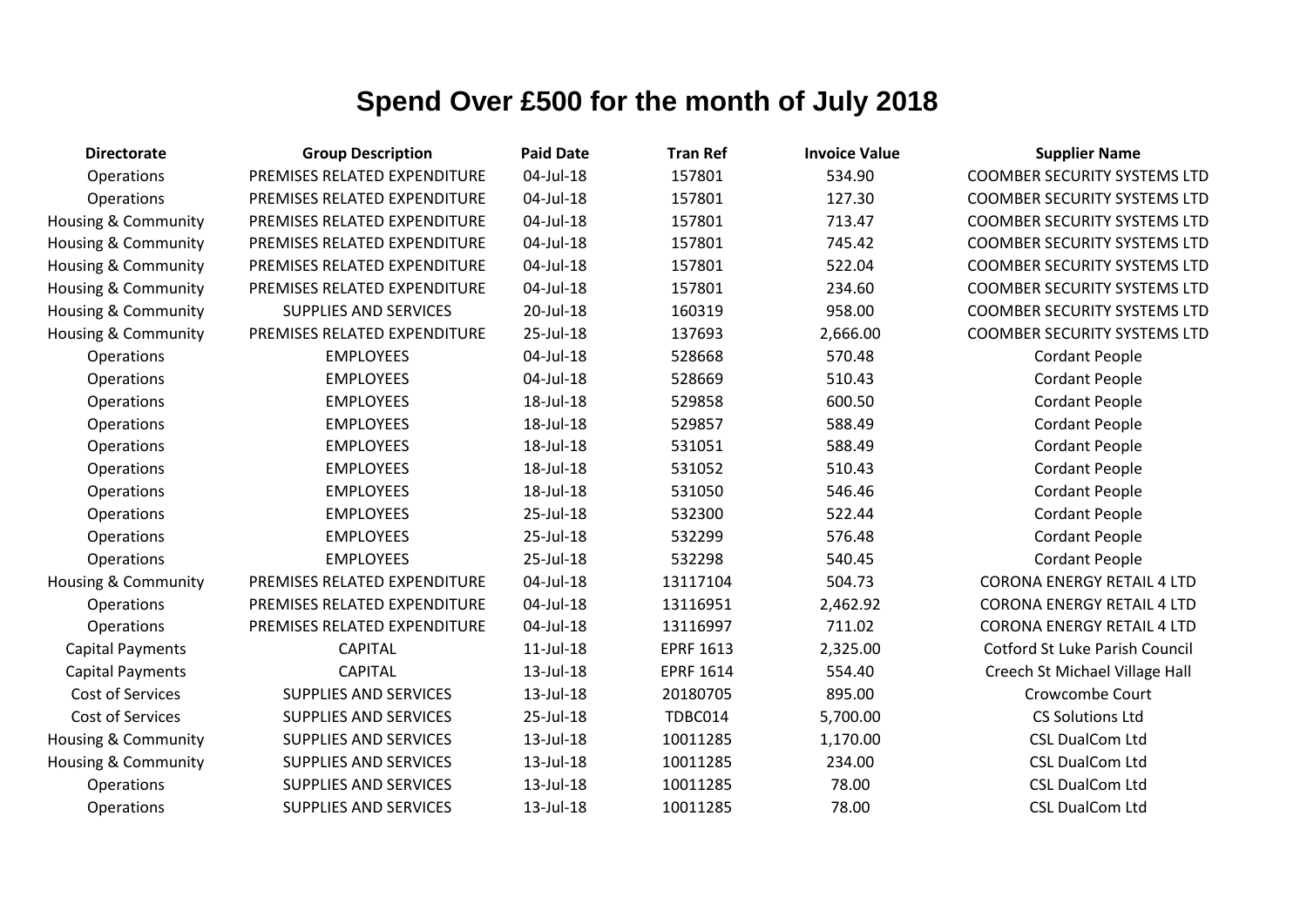# Spend Over £500 for the month of July 2018

| Directorate | Group Description | Paid Date | Tran Ref | Invoice Value | Supplier Name |
|---|---|---|---|---|---|
| Operations | PREMISES RELATED EXPENDITURE | 04-Jul-18 | 157801 | 534.90 | COOMBER SECURITY SYSTEMS LTD |
| Operations | PREMISES RELATED EXPENDITURE | 04-Jul-18 | 157801 | 127.30 | COOMBER SECURITY SYSTEMS LTD |
| Housing & Community | PREMISES RELATED EXPENDITURE | 04-Jul-18 | 157801 | 713.47 | COOMBER SECURITY SYSTEMS LTD |
| Housing & Community | PREMISES RELATED EXPENDITURE | 04-Jul-18 | 157801 | 745.42 | COOMBER SECURITY SYSTEMS LTD |
| Housing & Community | PREMISES RELATED EXPENDITURE | 04-Jul-18 | 157801 | 522.04 | COOMBER SECURITY SYSTEMS LTD |
| Housing & Community | PREMISES RELATED EXPENDITURE | 04-Jul-18 | 157801 | 234.60 | COOMBER SECURITY SYSTEMS LTD |
| Housing & Community | SUPPLIES AND SERVICES | 20-Jul-18 | 160319 | 958.00 | COOMBER SECURITY SYSTEMS LTD |
| Housing & Community | PREMISES RELATED EXPENDITURE | 25-Jul-18 | 137693 | 2,666.00 | COOMBER SECURITY SYSTEMS LTD |
| Operations | EMPLOYEES | 04-Jul-18 | 528668 | 570.48 | Cordant People |
| Operations | EMPLOYEES | 04-Jul-18 | 528669 | 510.43 | Cordant People |
| Operations | EMPLOYEES | 18-Jul-18 | 529858 | 600.50 | Cordant People |
| Operations | EMPLOYEES | 18-Jul-18 | 529857 | 588.49 | Cordant People |
| Operations | EMPLOYEES | 18-Jul-18 | 531051 | 588.49 | Cordant People |
| Operations | EMPLOYEES | 18-Jul-18 | 531052 | 510.43 | Cordant People |
| Operations | EMPLOYEES | 18-Jul-18 | 531050 | 546.46 | Cordant People |
| Operations | EMPLOYEES | 25-Jul-18 | 532300 | 522.44 | Cordant People |
| Operations | EMPLOYEES | 25-Jul-18 | 532299 | 576.48 | Cordant People |
| Operations | EMPLOYEES | 25-Jul-18 | 532298 | 540.45 | Cordant People |
| Housing & Community | PREMISES RELATED EXPENDITURE | 04-Jul-18 | 13117104 | 504.73 | CORONA ENERGY RETAIL 4 LTD |
| Operations | PREMISES RELATED EXPENDITURE | 04-Jul-18 | 13116951 | 2,462.92 | CORONA ENERGY RETAIL 4 LTD |
| Operations | PREMISES RELATED EXPENDITURE | 04-Jul-18 | 13116997 | 711.02 | CORONA ENERGY RETAIL 4 LTD |
| Capital Payments | CAPITAL | 11-Jul-18 | EPRF 1613 | 2,325.00 | Cotford St Luke Parish Council |
| Capital Payments | CAPITAL | 13-Jul-18 | EPRF 1614 | 554.40 | Creech St Michael Village Hall |
| Cost of Services | SUPPLIES AND SERVICES | 13-Jul-18 | 20180705 | 895.00 | Crowcombe Court |
| Cost of Services | SUPPLIES AND SERVICES | 25-Jul-18 | TDBC014 | 5,700.00 | CS Solutions Ltd |
| Housing & Community | SUPPLIES AND SERVICES | 13-Jul-18 | 10011285 | 1,170.00 | CSL DualCom Ltd |
| Housing & Community | SUPPLIES AND SERVICES | 13-Jul-18 | 10011285 | 234.00 | CSL DualCom Ltd |
| Operations | SUPPLIES AND SERVICES | 13-Jul-18 | 10011285 | 78.00 | CSL DualCom Ltd |
| Operations | SUPPLIES AND SERVICES | 13-Jul-18 | 10011285 | 78.00 | CSL DualCom Ltd |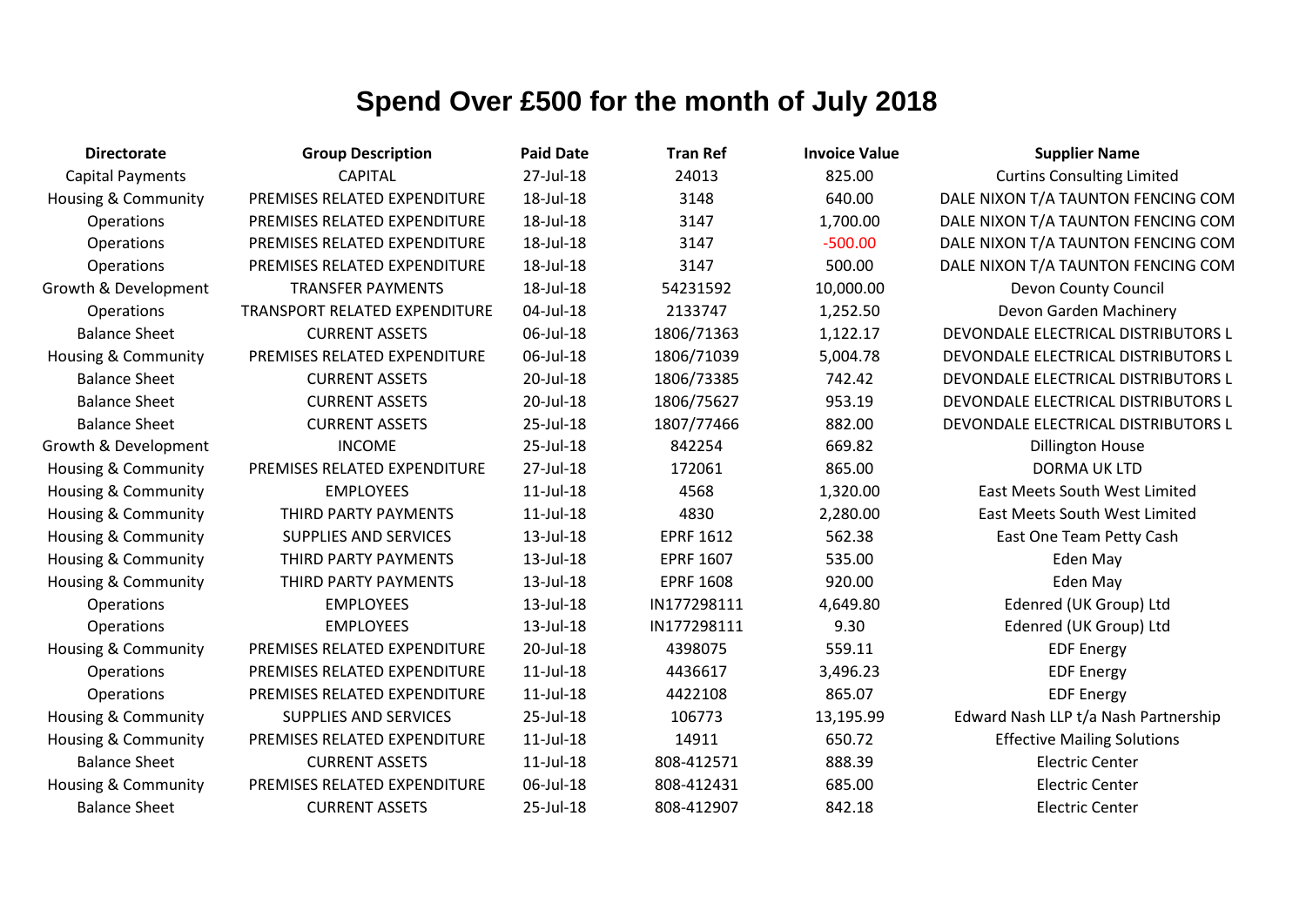# Spend Over £500 for the month of July 2018

| Directorate | Group Description | Paid Date | Tran Ref | Invoice Value | Supplier Name |
|---|---|---|---|---|---|
| Capital Payments | CAPITAL | 27-Jul-18 | 24013 | 825.00 | Curtins Consulting Limited |
| Housing & Community | PREMISES RELATED EXPENDITURE | 18-Jul-18 | 3148 | 640.00 | DALE NIXON T/A TAUNTON FENCING COM |
| Operations | PREMISES RELATED EXPENDITURE | 18-Jul-18 | 3147 | 1,700.00 | DALE NIXON T/A TAUNTON FENCING COM |
| Operations | PREMISES RELATED EXPENDITURE | 18-Jul-18 | 3147 | -500.00 | DALE NIXON T/A TAUNTON FENCING COM |
| Operations | PREMISES RELATED EXPENDITURE | 18-Jul-18 | 3147 | 500.00 | DALE NIXON T/A TAUNTON FENCING COM |
| Growth & Development | TRANSFER PAYMENTS | 18-Jul-18 | 54231592 | 10,000.00 | Devon County Council |
| Operations | TRANSPORT RELATED EXPENDITURE | 04-Jul-18 | 2133747 | 1,252.50 | Devon Garden Machinery |
| Balance Sheet | CURRENT ASSETS | 06-Jul-18 | 1806/71363 | 1,122.17 | DEVONDALE ELECTRICAL DISTRIBUTORS L |
| Housing & Community | PREMISES RELATED EXPENDITURE | 06-Jul-18 | 1806/71039 | 5,004.78 | DEVONDALE ELECTRICAL DISTRIBUTORS L |
| Balance Sheet | CURRENT ASSETS | 20-Jul-18 | 1806/73385 | 742.42 | DEVONDALE ELECTRICAL DISTRIBUTORS L |
| Balance Sheet | CURRENT ASSETS | 20-Jul-18 | 1806/75627 | 953.19 | DEVONDALE ELECTRICAL DISTRIBUTORS L |
| Balance Sheet | CURRENT ASSETS | 25-Jul-18 | 1807/77466 | 882.00 | DEVONDALE ELECTRICAL DISTRIBUTORS L |
| Growth & Development | INCOME | 25-Jul-18 | 842254 | 669.82 | Dillington House |
| Housing & Community | PREMISES RELATED EXPENDITURE | 27-Jul-18 | 172061 | 865.00 | DORMA UK LTD |
| Housing & Community | EMPLOYEES | 11-Jul-18 | 4568 | 1,320.00 | East Meets South West Limited |
| Housing & Community | THIRD PARTY PAYMENTS | 11-Jul-18 | 4830 | 2,280.00 | East Meets South West Limited |
| Housing & Community | SUPPLIES AND SERVICES | 13-Jul-18 | EPRF 1612 | 562.38 | East One Team Petty Cash |
| Housing & Community | THIRD PARTY PAYMENTS | 13-Jul-18 | EPRF 1607 | 535.00 | Eden May |
| Housing & Community | THIRD PARTY PAYMENTS | 13-Jul-18 | EPRF 1608 | 920.00 | Eden May |
| Operations | EMPLOYEES | 13-Jul-18 | IN177298111 | 4,649.80 | Edenred (UK Group) Ltd |
| Operations | EMPLOYEES | 13-Jul-18 | IN177298111 | 9.30 | Edenred (UK Group) Ltd |
| Housing & Community | PREMISES RELATED EXPENDITURE | 20-Jul-18 | 4398075 | 559.11 | EDF Energy |
| Operations | PREMISES RELATED EXPENDITURE | 11-Jul-18 | 4436617 | 3,496.23 | EDF Energy |
| Operations | PREMISES RELATED EXPENDITURE | 11-Jul-18 | 4422108 | 865.07 | EDF Energy |
| Housing & Community | SUPPLIES AND SERVICES | 25-Jul-18 | 106773 | 13,195.99 | Edward Nash LLP t/a Nash Partnership |
| Housing & Community | PREMISES RELATED EXPENDITURE | 11-Jul-18 | 14911 | 650.72 | Effective Mailing Solutions |
| Balance Sheet | CURRENT ASSETS | 11-Jul-18 | 808-412571 | 888.39 | Electric Center |
| Housing & Community | PREMISES RELATED EXPENDITURE | 06-Jul-18 | 808-412431 | 685.00 | Electric Center |
| Balance Sheet | CURRENT ASSETS | 25-Jul-18 | 808-412907 | 842.18 | Electric Center |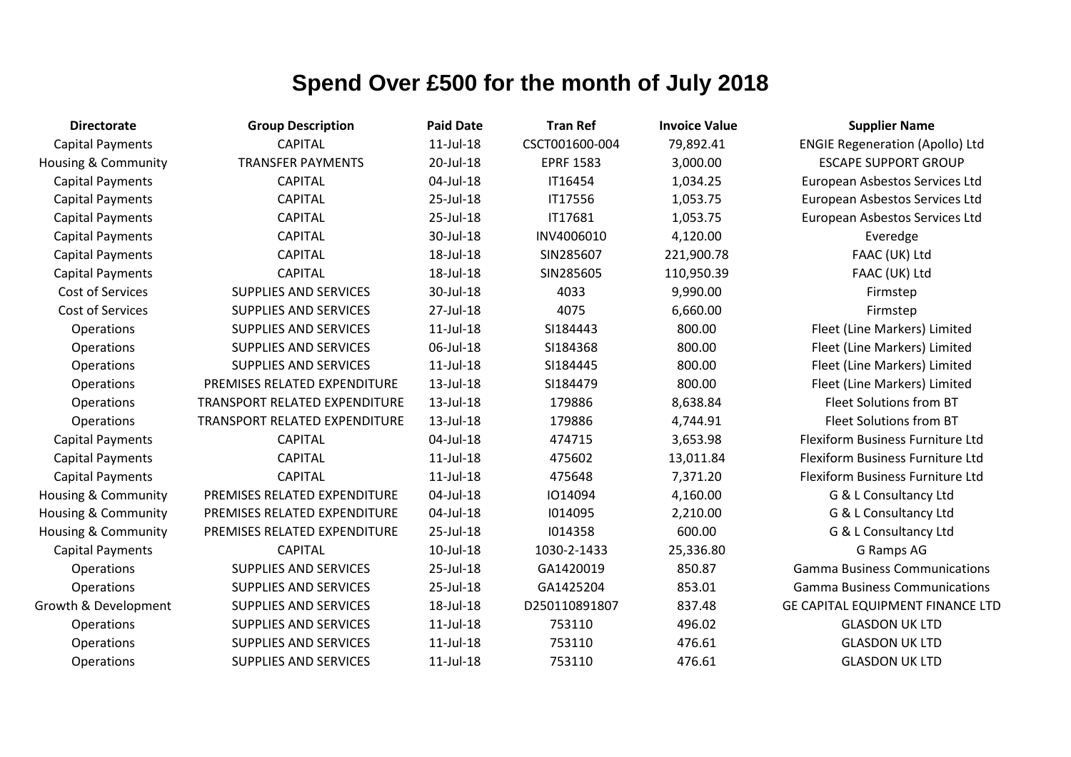# Spend Over £500 for the month of July 2018

| Directorate | Group Description | Paid Date | Tran Ref | Invoice Value | Supplier Name |
|---|---|---|---|---|---|
| Capital Payments | CAPITAL | 11-Jul-18 | CSCT001600-004 | 79,892.41 | ENGIE Regeneration (Apollo) Ltd |
| Housing & Community | TRANSFER PAYMENTS | 20-Jul-18 | EPRF 1583 | 3,000.00 | ESCAPE SUPPORT GROUP |
| Capital Payments | CAPITAL | 04-Jul-18 | IT16454 | 1,034.25 | European Asbestos Services Ltd |
| Capital Payments | CAPITAL | 25-Jul-18 | IT17556 | 1,053.75 | European Asbestos Services Ltd |
| Capital Payments | CAPITAL | 25-Jul-18 | IT17681 | 1,053.75 | European Asbestos Services Ltd |
| Capital Payments | CAPITAL | 30-Jul-18 | INV4006010 | 4,120.00 | Everedge |
| Capital Payments | CAPITAL | 18-Jul-18 | SIN285607 | 221,900.78 | FAAC (UK) Ltd |
| Capital Payments | CAPITAL | 18-Jul-18 | SIN285605 | 110,950.39 | FAAC (UK) Ltd |
| Cost of Services | SUPPLIES AND SERVICES | 30-Jul-18 | 4033 | 9,990.00 | Firmstep |
| Cost of Services | SUPPLIES AND SERVICES | 27-Jul-18 | 4075 | 6,660.00 | Firmstep |
| Operations | SUPPLIES AND SERVICES | 11-Jul-18 | SI184443 | 800.00 | Fleet (Line Markers) Limited |
| Operations | SUPPLIES AND SERVICES | 06-Jul-18 | SI184368 | 800.00 | Fleet (Line Markers) Limited |
| Operations | SUPPLIES AND SERVICES | 11-Jul-18 | SI184445 | 800.00 | Fleet (Line Markers) Limited |
| Operations | PREMISES RELATED EXPENDITURE | 13-Jul-18 | SI184479 | 800.00 | Fleet (Line Markers) Limited |
| Operations | TRANSPORT RELATED EXPENDITURE | 13-Jul-18 | 179886 | 8,638.84 | Fleet Solutions from BT |
| Operations | TRANSPORT RELATED EXPENDITURE | 13-Jul-18 | 179886 | 4,744.91 | Fleet Solutions from BT |
| Capital Payments | CAPITAL | 04-Jul-18 | 474715 | 3,653.98 | Flexiform Business Furniture Ltd |
| Capital Payments | CAPITAL | 11-Jul-18 | 475602 | 13,011.84 | Flexiform Business Furniture Ltd |
| Capital Payments | CAPITAL | 11-Jul-18 | 475648 | 7,371.20 | Flexiform Business Furniture Ltd |
| Housing & Community | PREMISES RELATED EXPENDITURE | 04-Jul-18 | IO14094 | 4,160.00 | G & L Consultancy Ltd |
| Housing & Community | PREMISES RELATED EXPENDITURE | 04-Jul-18 | I014095 | 2,210.00 | G & L Consultancy Ltd |
| Housing & Community | PREMISES RELATED EXPENDITURE | 25-Jul-18 | I014358 | 600.00 | G & L Consultancy Ltd |
| Capital Payments | CAPITAL | 10-Jul-18 | 1030-2-1433 | 25,336.80 | G Ramps AG |
| Operations | SUPPLIES AND SERVICES | 25-Jul-18 | GA1420019 | 850.87 | Gamma Business Communications |
| Operations | SUPPLIES AND SERVICES | 25-Jul-18 | GA1425204 | 853.01 | Gamma Business Communications |
| Growth & Development | SUPPLIES AND SERVICES | 18-Jul-18 | D250110891807 | 837.48 | GE CAPITAL EQUIPMENT FINANCE LTD |
| Operations | SUPPLIES AND SERVICES | 11-Jul-18 | 753110 | 496.02 | GLASDON UK LTD |
| Operations | SUPPLIES AND SERVICES | 11-Jul-18 | 753110 | 476.61 | GLASDON UK LTD |
| Operations | SUPPLIES AND SERVICES | 11-Jul-18 | 753110 | 476.61 | GLASDON UK LTD |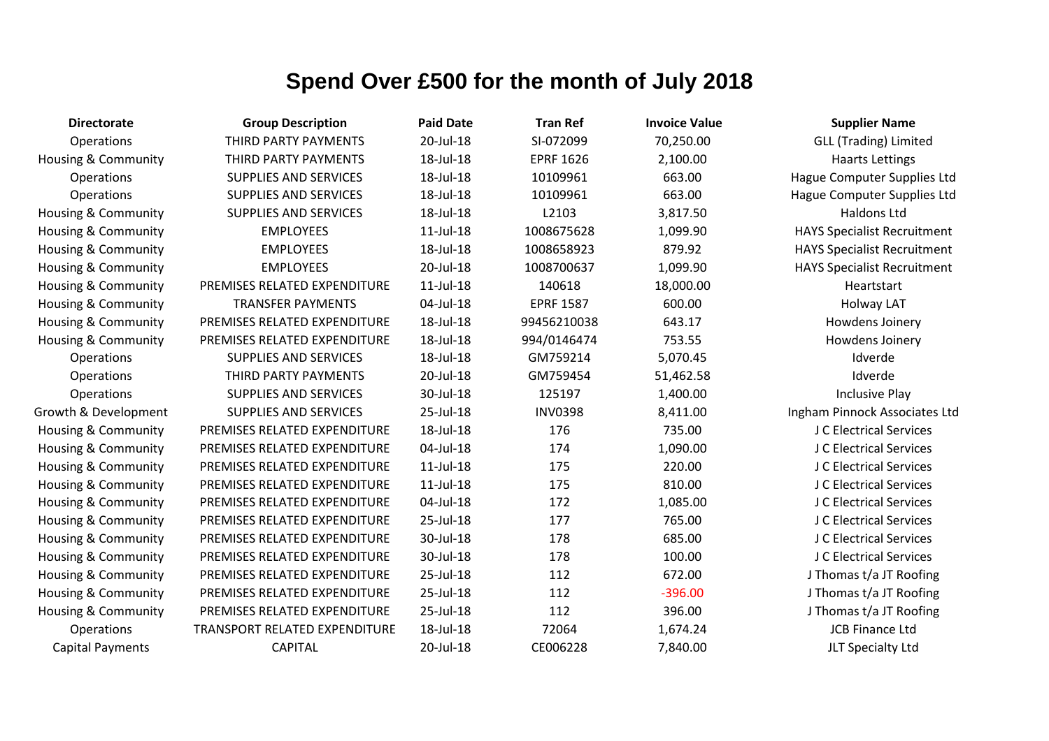# Spend Over £500 for the month of July 2018

| Directorate | Group Description | Paid Date | Tran Ref | Invoice Value | Supplier Name |
|---|---|---|---|---|---|
| Operations | THIRD PARTY PAYMENTS | 20-Jul-18 | SI-072099 | 70,250.00 | GLL (Trading) Limited |
| Housing & Community | THIRD PARTY PAYMENTS | 18-Jul-18 | EPRF 1626 | 2,100.00 | Haarts Lettings |
| Operations | SUPPLIES AND SERVICES | 18-Jul-18 | 10109961 | 663.00 | Hague Computer Supplies Ltd |
| Operations | SUPPLIES AND SERVICES | 18-Jul-18 | 10109961 | 663.00 | Hague Computer Supplies Ltd |
| Housing & Community | SUPPLIES AND SERVICES | 18-Jul-18 | L2103 | 3,817.50 | Haldons Ltd |
| Housing & Community | EMPLOYEES | 11-Jul-18 | 1008675628 | 1,099.90 | HAYS Specialist Recruitment |
| Housing & Community | EMPLOYEES | 18-Jul-18 | 1008658923 | 879.92 | HAYS Specialist Recruitment |
| Housing & Community | EMPLOYEES | 20-Jul-18 | 1008700637 | 1,099.90 | HAYS Specialist Recruitment |
| Housing & Community | PREMISES RELATED EXPENDITURE | 11-Jul-18 | 140618 | 18,000.00 | Heartstart |
| Housing & Community | TRANSFER PAYMENTS | 04-Jul-18 | EPRF 1587 | 600.00 | Holway LAT |
| Housing & Community | PREMISES RELATED EXPENDITURE | 18-Jul-18 | 99456210038 | 643.17 | Howdens Joinery |
| Housing & Community | PREMISES RELATED EXPENDITURE | 18-Jul-18 | 994/0146474 | 753.55 | Howdens Joinery |
| Operations | SUPPLIES AND SERVICES | 18-Jul-18 | GM759214 | 5,070.45 | Idverde |
| Operations | THIRD PARTY PAYMENTS | 20-Jul-18 | GM759454 | 51,462.58 | Idverde |
| Operations | SUPPLIES AND SERVICES | 30-Jul-18 | 125197 | 1,400.00 | Inclusive Play |
| Growth & Development | SUPPLIES AND SERVICES | 25-Jul-18 | INV0398 | 8,411.00 | Ingham Pinnock Associates Ltd |
| Housing & Community | PREMISES RELATED EXPENDITURE | 18-Jul-18 | 176 | 735.00 | J C Electrical Services |
| Housing & Community | PREMISES RELATED EXPENDITURE | 04-Jul-18 | 174 | 1,090.00 | J C Electrical Services |
| Housing & Community | PREMISES RELATED EXPENDITURE | 11-Jul-18 | 175 | 220.00 | J C Electrical Services |
| Housing & Community | PREMISES RELATED EXPENDITURE | 11-Jul-18 | 175 | 810.00 | J C Electrical Services |
| Housing & Community | PREMISES RELATED EXPENDITURE | 04-Jul-18 | 172 | 1,085.00 | J C Electrical Services |
| Housing & Community | PREMISES RELATED EXPENDITURE | 25-Jul-18 | 177 | 765.00 | J C Electrical Services |
| Housing & Community | PREMISES RELATED EXPENDITURE | 30-Jul-18 | 178 | 685.00 | J C Electrical Services |
| Housing & Community | PREMISES RELATED EXPENDITURE | 30-Jul-18 | 178 | 100.00 | J C Electrical Services |
| Housing & Community | PREMISES RELATED EXPENDITURE | 25-Jul-18 | 112 | 672.00 | J Thomas t/a JT Roofing |
| Housing & Community | PREMISES RELATED EXPENDITURE | 25-Jul-18 | 112 | -396.00 | J Thomas t/a JT Roofing |
| Housing & Community | PREMISES RELATED EXPENDITURE | 25-Jul-18 | 112 | 396.00 | J Thomas t/a JT Roofing |
| Operations | TRANSPORT RELATED EXPENDITURE | 18-Jul-18 | 72064 | 1,674.24 | JCB Finance Ltd |
| Capital Payments | CAPITAL | 20-Jul-18 | CE006228 | 7,840.00 | JLT Specialty Ltd |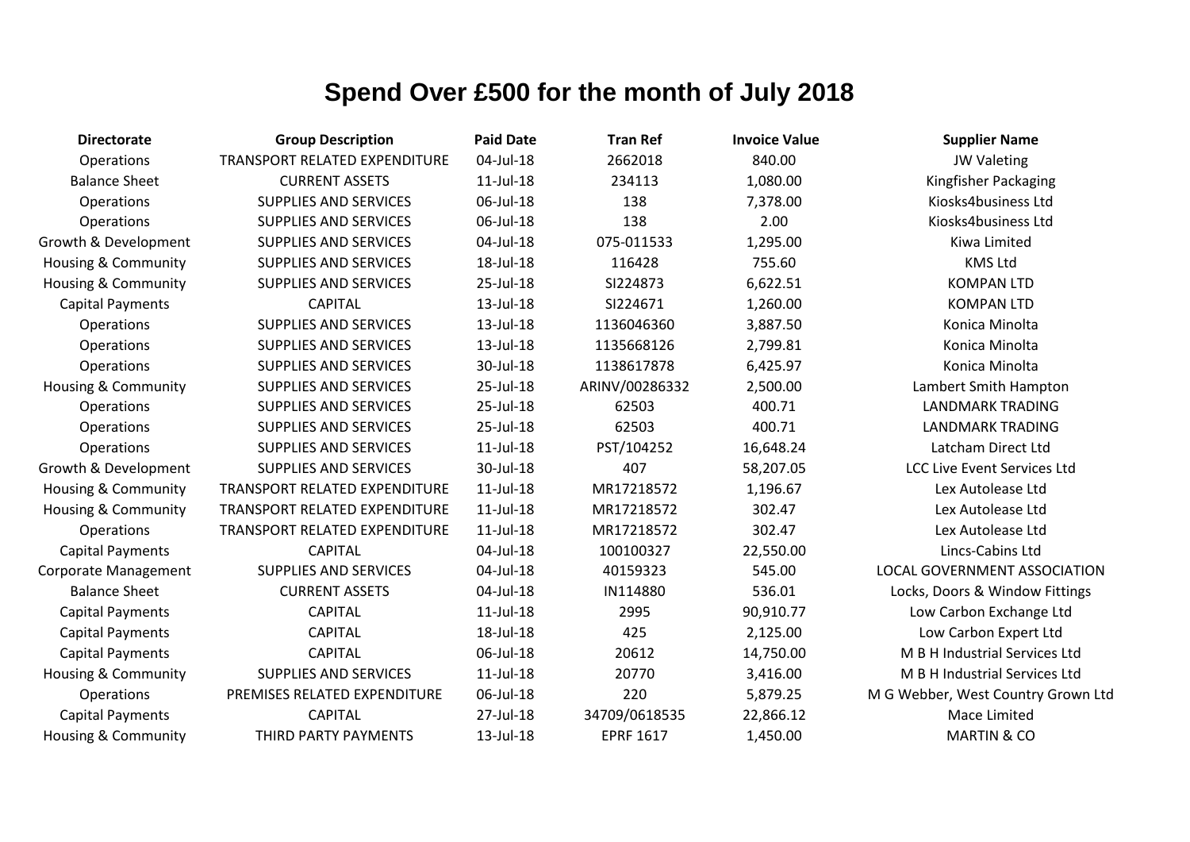# Spend Over £500 for the month of July 2018

| Directorate | Group Description | Paid Date | Tran Ref | Invoice Value | Supplier Name |
|---|---|---|---|---|---|
| Operations | TRANSPORT RELATED EXPENDITURE | 04-Jul-18 | 2662018 | 840.00 | JW Valeting |
| Balance Sheet | CURRENT ASSETS | 11-Jul-18 | 234113 | 1,080.00 | Kingfisher Packaging |
| Operations | SUPPLIES AND SERVICES | 06-Jul-18 | 138 | 7,378.00 | Kiosks4business Ltd |
| Operations | SUPPLIES AND SERVICES | 06-Jul-18 | 138 | 2.00 | Kiosks4business Ltd |
| Growth & Development | SUPPLIES AND SERVICES | 04-Jul-18 | 075-011533 | 1,295.00 | Kiwa Limited |
| Housing & Community | SUPPLIES AND SERVICES | 18-Jul-18 | 116428 | 755.60 | KMS Ltd |
| Housing & Community | SUPPLIES AND SERVICES | 25-Jul-18 | SI224873 | 6,622.51 | KOMPAN LTD |
| Capital Payments | CAPITAL | 13-Jul-18 | SI224671 | 1,260.00 | KOMPAN LTD |
| Operations | SUPPLIES AND SERVICES | 13-Jul-18 | 1136046360 | 3,887.50 | Konica Minolta |
| Operations | SUPPLIES AND SERVICES | 13-Jul-18 | 1135668126 | 2,799.81 | Konica Minolta |
| Operations | SUPPLIES AND SERVICES | 30-Jul-18 | 1138617878 | 6,425.97 | Konica Minolta |
| Housing & Community | SUPPLIES AND SERVICES | 25-Jul-18 | ARINV/00286332 | 2,500.00 | Lambert Smith Hampton |
| Operations | SUPPLIES AND SERVICES | 25-Jul-18 | 62503 | 400.71 | LANDMARK TRADING |
| Operations | SUPPLIES AND SERVICES | 25-Jul-18 | 62503 | 400.71 | LANDMARK TRADING |
| Operations | SUPPLIES AND SERVICES | 11-Jul-18 | PST/104252 | 16,648.24 | Latcham Direct Ltd |
| Growth & Development | SUPPLIES AND SERVICES | 30-Jul-18 | 407 | 58,207.05 | LCC Live Event Services Ltd |
| Housing & Community | TRANSPORT RELATED EXPENDITURE | 11-Jul-18 | MR17218572 | 1,196.67 | Lex Autolease Ltd |
| Housing & Community | TRANSPORT RELATED EXPENDITURE | 11-Jul-18 | MR17218572 | 302.47 | Lex Autolease Ltd |
| Operations | TRANSPORT RELATED EXPENDITURE | 11-Jul-18 | MR17218572 | 302.47 | Lex Autolease Ltd |
| Capital Payments | CAPITAL | 04-Jul-18 | 100100327 | 22,550.00 | Lincs-Cabins Ltd |
| Corporate Management | SUPPLIES AND SERVICES | 04-Jul-18 | 40159323 | 545.00 | LOCAL GOVERNMENT ASSOCIATION |
| Balance Sheet | CURRENT ASSETS | 04-Jul-18 | IN114880 | 536.01 | Locks, Doors & Window Fittings |
| Capital Payments | CAPITAL | 11-Jul-18 | 2995 | 90,910.77 | Low Carbon Exchange Ltd |
| Capital Payments | CAPITAL | 18-Jul-18 | 425 | 2,125.00 | Low Carbon Expert Ltd |
| Capital Payments | CAPITAL | 06-Jul-18 | 20612 | 14,750.00 | M B H Industrial Services Ltd |
| Housing & Community | SUPPLIES AND SERVICES | 11-Jul-18 | 20770 | 3,416.00 | M B H Industrial Services Ltd |
| Operations | PREMISES RELATED EXPENDITURE | 06-Jul-18 | 220 | 5,879.25 | M G Webber, West Country Grown Ltd |
| Capital Payments | CAPITAL | 27-Jul-18 | 34709/0618535 | 22,866.12 | Mace Limited |
| Housing & Community | THIRD PARTY PAYMENTS | 13-Jul-18 | EPRF 1617 | 1,450.00 | MARTIN & CO |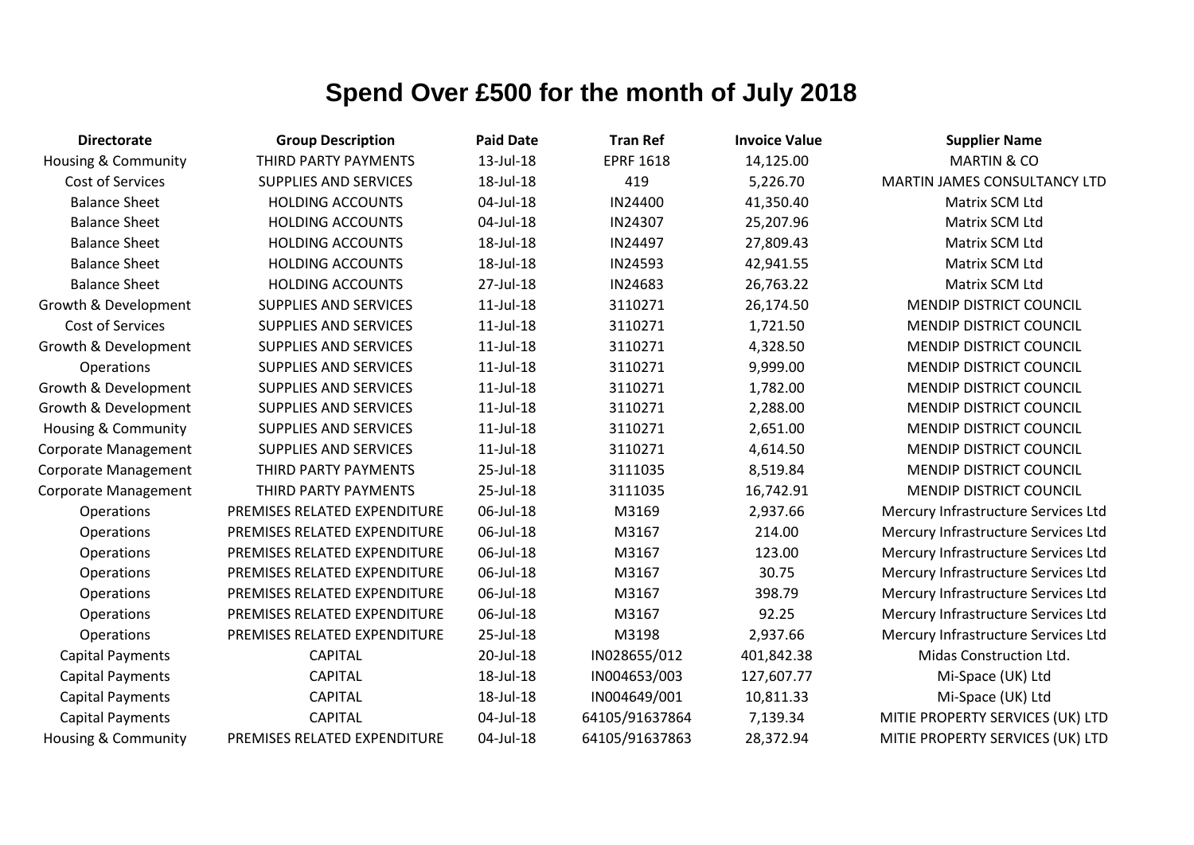# Spend Over £500 for the month of July 2018

| Directorate | Group Description | Paid Date | Tran Ref | Invoice Value | Supplier Name |
|---|---|---|---|---|---|
| Housing & Community | THIRD PARTY PAYMENTS | 13-Jul-18 | EPRF 1618 | 14,125.00 | MARTIN & CO |
| Cost of Services | SUPPLIES AND SERVICES | 18-Jul-18 | 419 | 5,226.70 | MARTIN JAMES CONSULTANCY LTD |
| Balance Sheet | HOLDING ACCOUNTS | 04-Jul-18 | IN24400 | 41,350.40 | Matrix SCM Ltd |
| Balance Sheet | HOLDING ACCOUNTS | 04-Jul-18 | IN24307 | 25,207.96 | Matrix SCM Ltd |
| Balance Sheet | HOLDING ACCOUNTS | 18-Jul-18 | IN24497 | 27,809.43 | Matrix SCM Ltd |
| Balance Sheet | HOLDING ACCOUNTS | 18-Jul-18 | IN24593 | 42,941.55 | Matrix SCM Ltd |
| Balance Sheet | HOLDING ACCOUNTS | 27-Jul-18 | IN24683 | 26,763.22 | Matrix SCM Ltd |
| Growth & Development | SUPPLIES AND SERVICES | 11-Jul-18 | 3110271 | 26,174.50 | MENDIP DISTRICT COUNCIL |
| Cost of Services | SUPPLIES AND SERVICES | 11-Jul-18 | 3110271 | 1,721.50 | MENDIP DISTRICT COUNCIL |
| Growth & Development | SUPPLIES AND SERVICES | 11-Jul-18 | 3110271 | 4,328.50 | MENDIP DISTRICT COUNCIL |
| Operations | SUPPLIES AND SERVICES | 11-Jul-18 | 3110271 | 9,999.00 | MENDIP DISTRICT COUNCIL |
| Growth & Development | SUPPLIES AND SERVICES | 11-Jul-18 | 3110271 | 1,782.00 | MENDIP DISTRICT COUNCIL |
| Growth & Development | SUPPLIES AND SERVICES | 11-Jul-18 | 3110271 | 2,288.00 | MENDIP DISTRICT COUNCIL |
| Housing & Community | SUPPLIES AND SERVICES | 11-Jul-18 | 3110271 | 2,651.00 | MENDIP DISTRICT COUNCIL |
| Corporate Management | SUPPLIES AND SERVICES | 11-Jul-18 | 3110271 | 4,614.50 | MENDIP DISTRICT COUNCIL |
| Corporate Management | THIRD PARTY PAYMENTS | 25-Jul-18 | 3111035 | 8,519.84 | MENDIP DISTRICT COUNCIL |
| Corporate Management | THIRD PARTY PAYMENTS | 25-Jul-18 | 3111035 | 16,742.91 | MENDIP DISTRICT COUNCIL |
| Operations | PREMISES RELATED EXPENDITURE | 06-Jul-18 | M3169 | 2,937.66 | Mercury Infrastructure Services Ltd |
| Operations | PREMISES RELATED EXPENDITURE | 06-Jul-18 | M3167 | 214.00 | Mercury Infrastructure Services Ltd |
| Operations | PREMISES RELATED EXPENDITURE | 06-Jul-18 | M3167 | 123.00 | Mercury Infrastructure Services Ltd |
| Operations | PREMISES RELATED EXPENDITURE | 06-Jul-18 | M3167 | 30.75 | Mercury Infrastructure Services Ltd |
| Operations | PREMISES RELATED EXPENDITURE | 06-Jul-18 | M3167 | 398.79 | Mercury Infrastructure Services Ltd |
| Operations | PREMISES RELATED EXPENDITURE | 06-Jul-18 | M3167 | 92.25 | Mercury Infrastructure Services Ltd |
| Operations | PREMISES RELATED EXPENDITURE | 25-Jul-18 | M3198 | 2,937.66 | Mercury Infrastructure Services Ltd |
| Capital Payments | CAPITAL | 20-Jul-18 | IN028655/012 | 401,842.38 | Midas Construction Ltd. |
| Capital Payments | CAPITAL | 18-Jul-18 | IN004653/003 | 127,607.77 | Mi-Space (UK) Ltd |
| Capital Payments | CAPITAL | 18-Jul-18 | IN004649/001 | 10,811.33 | Mi-Space (UK) Ltd |
| Capital Payments | CAPITAL | 04-Jul-18 | 64105/91637864 | 7,139.34 | MITIE PROPERTY SERVICES (UK) LTD |
| Housing & Community | PREMISES RELATED EXPENDITURE | 04-Jul-18 | 64105/91637863 | 28,372.94 | MITIE PROPERTY SERVICES (UK) LTD |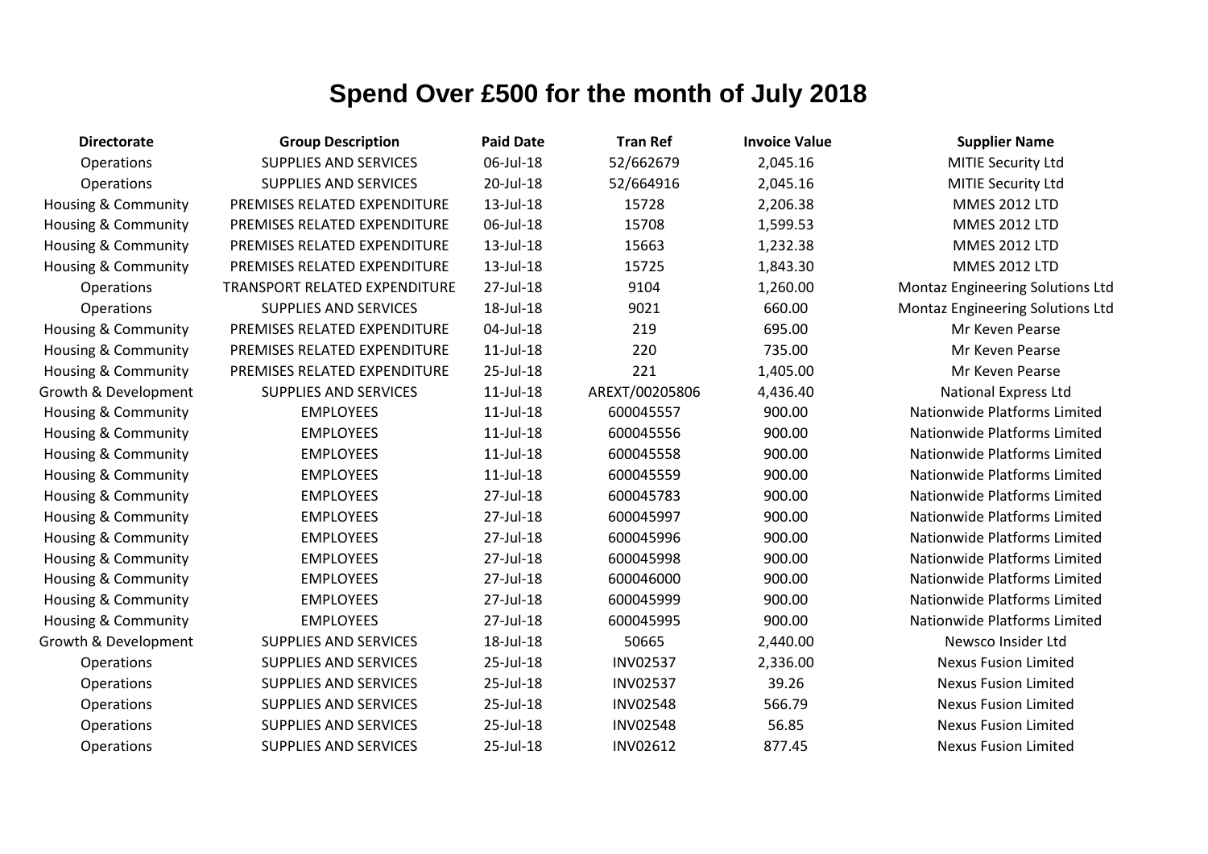# Spend Over £500 for the month of July 2018

| Directorate | Group Description | Paid Date | Tran Ref | Invoice Value | Supplier Name |
|---|---|---|---|---|---|
| Operations | SUPPLIES AND SERVICES | 06-Jul-18 | 52/662679 | 2,045.16 | MITIE Security Ltd |
| Operations | SUPPLIES AND SERVICES | 20-Jul-18 | 52/664916 | 2,045.16 | MITIE Security Ltd |
| Housing & Community | PREMISES RELATED EXPENDITURE | 13-Jul-18 | 15728 | 2,206.38 | MMES 2012 LTD |
| Housing & Community | PREMISES RELATED EXPENDITURE | 06-Jul-18 | 15708 | 1,599.53 | MMES 2012 LTD |
| Housing & Community | PREMISES RELATED EXPENDITURE | 13-Jul-18 | 15663 | 1,232.38 | MMES 2012 LTD |
| Housing & Community | PREMISES RELATED EXPENDITURE | 13-Jul-18 | 15725 | 1,843.30 | MMES 2012 LTD |
| Operations | TRANSPORT RELATED EXPENDITURE | 27-Jul-18 | 9104 | 1,260.00 | Montaz Engineering Solutions Ltd |
| Operations | SUPPLIES AND SERVICES | 18-Jul-18 | 9021 | 660.00 | Montaz Engineering Solutions Ltd |
| Housing & Community | PREMISES RELATED EXPENDITURE | 04-Jul-18 | 219 | 695.00 | Mr Keven Pearse |
| Housing & Community | PREMISES RELATED EXPENDITURE | 11-Jul-18 | 220 | 735.00 | Mr Keven Pearse |
| Housing & Community | PREMISES RELATED EXPENDITURE | 25-Jul-18 | 221 | 1,405.00 | Mr Keven Pearse |
| Growth & Development | SUPPLIES AND SERVICES | 11-Jul-18 | AREXT/00205806 | 4,436.40 | National Express Ltd |
| Housing & Community | EMPLOYEES | 11-Jul-18 | 600045557 | 900.00 | Nationwide Platforms Limited |
| Housing & Community | EMPLOYEES | 11-Jul-18 | 600045556 | 900.00 | Nationwide Platforms Limited |
| Housing & Community | EMPLOYEES | 11-Jul-18 | 600045558 | 900.00 | Nationwide Platforms Limited |
| Housing & Community | EMPLOYEES | 11-Jul-18 | 600045559 | 900.00 | Nationwide Platforms Limited |
| Housing & Community | EMPLOYEES | 27-Jul-18 | 600045783 | 900.00 | Nationwide Platforms Limited |
| Housing & Community | EMPLOYEES | 27-Jul-18 | 600045997 | 900.00 | Nationwide Platforms Limited |
| Housing & Community | EMPLOYEES | 27-Jul-18 | 600045996 | 900.00 | Nationwide Platforms Limited |
| Housing & Community | EMPLOYEES | 27-Jul-18 | 600045998 | 900.00 | Nationwide Platforms Limited |
| Housing & Community | EMPLOYEES | 27-Jul-18 | 600046000 | 900.00 | Nationwide Platforms Limited |
| Housing & Community | EMPLOYEES | 27-Jul-18 | 600045999 | 900.00 | Nationwide Platforms Limited |
| Housing & Community | EMPLOYEES | 27-Jul-18 | 600045995 | 900.00 | Nationwide Platforms Limited |
| Growth & Development | SUPPLIES AND SERVICES | 18-Jul-18 | 50665 | 2,440.00 | Newsco Insider Ltd |
| Operations | SUPPLIES AND SERVICES | 25-Jul-18 | INV02537 | 2,336.00 | Nexus Fusion Limited |
| Operations | SUPPLIES AND SERVICES | 25-Jul-18 | INV02537 | 39.26 | Nexus Fusion Limited |
| Operations | SUPPLIES AND SERVICES | 25-Jul-18 | INV02548 | 566.79 | Nexus Fusion Limited |
| Operations | SUPPLIES AND SERVICES | 25-Jul-18 | INV02548 | 56.85 | Nexus Fusion Limited |
| Operations | SUPPLIES AND SERVICES | 25-Jul-18 | INV02612 | 877.45 | Nexus Fusion Limited |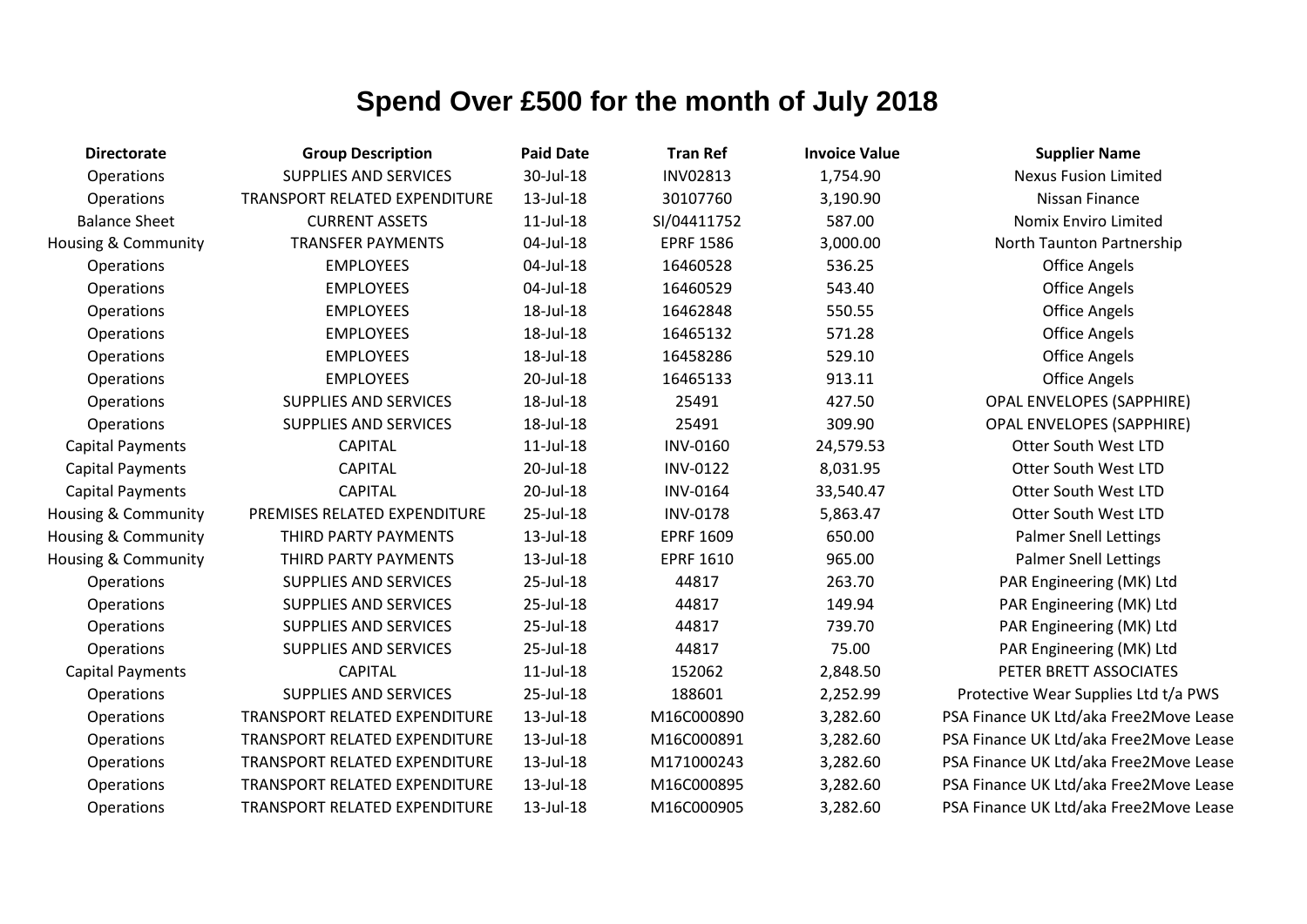# Spend Over £500 for the month of July 2018

| Directorate | Group Description | Paid Date | Tran Ref | Invoice Value | Supplier Name |
|---|---|---|---|---|---|
| Operations | SUPPLIES AND SERVICES | 30-Jul-18 | INV02813 | 1,754.90 | Nexus Fusion Limited |
| Operations | TRANSPORT RELATED EXPENDITURE | 13-Jul-18 | 30107760 | 3,190.90 | Nissan Finance |
| Balance Sheet | CURRENT ASSETS | 11-Jul-18 | SI/04411752 | 587.00 | Nomix Enviro Limited |
| Housing & Community | TRANSFER PAYMENTS | 04-Jul-18 | EPRF 1586 | 3,000.00 | North Taunton Partnership |
| Operations | EMPLOYEES | 04-Jul-18 | 16460528 | 536.25 | Office Angels |
| Operations | EMPLOYEES | 04-Jul-18 | 16460529 | 543.40 | Office Angels |
| Operations | EMPLOYEES | 18-Jul-18 | 16462848 | 550.55 | Office Angels |
| Operations | EMPLOYEES | 18-Jul-18 | 16465132 | 571.28 | Office Angels |
| Operations | EMPLOYEES | 18-Jul-18 | 16458286 | 529.10 | Office Angels |
| Operations | EMPLOYEES | 20-Jul-18 | 16465133 | 913.11 | Office Angels |
| Operations | SUPPLIES AND SERVICES | 18-Jul-18 | 25491 | 427.50 | OPAL ENVELOPES (SAPPHIRE) |
| Operations | SUPPLIES AND SERVICES | 18-Jul-18 | 25491 | 309.90 | OPAL ENVELOPES (SAPPHIRE) |
| Capital Payments | CAPITAL | 11-Jul-18 | INV-0160 | 24,579.53 | Otter South West LTD |
| Capital Payments | CAPITAL | 20-Jul-18 | INV-0122 | 8,031.95 | Otter South West LTD |
| Capital Payments | CAPITAL | 20-Jul-18 | INV-0164 | 33,540.47 | Otter South West LTD |
| Housing & Community | PREMISES RELATED EXPENDITURE | 25-Jul-18 | INV-0178 | 5,863.47 | Otter South West LTD |
| Housing & Community | THIRD PARTY PAYMENTS | 13-Jul-18 | EPRF 1609 | 650.00 | Palmer Snell Lettings |
| Housing & Community | THIRD PARTY PAYMENTS | 13-Jul-18 | EPRF 1610 | 965.00 | Palmer Snell Lettings |
| Operations | SUPPLIES AND SERVICES | 25-Jul-18 | 44817 | 263.70 | PAR Engineering (MK) Ltd |
| Operations | SUPPLIES AND SERVICES | 25-Jul-18 | 44817 | 149.94 | PAR Engineering (MK) Ltd |
| Operations | SUPPLIES AND SERVICES | 25-Jul-18 | 44817 | 739.70 | PAR Engineering (MK) Ltd |
| Operations | SUPPLIES AND SERVICES | 25-Jul-18 | 44817 | 75.00 | PAR Engineering (MK) Ltd |
| Capital Payments | CAPITAL | 11-Jul-18 | 152062 | 2,848.50 | PETER BRETT ASSOCIATES |
| Operations | SUPPLIES AND SERVICES | 25-Jul-18 | 188601 | 2,252.99 | Protective Wear Supplies Ltd t/a PWS |
| Operations | TRANSPORT RELATED EXPENDITURE | 13-Jul-18 | M16C000890 | 3,282.60 | PSA Finance UK Ltd/aka Free2Move Lease |
| Operations | TRANSPORT RELATED EXPENDITURE | 13-Jul-18 | M16C000891 | 3,282.60 | PSA Finance UK Ltd/aka Free2Move Lease |
| Operations | TRANSPORT RELATED EXPENDITURE | 13-Jul-18 | M171000243 | 3,282.60 | PSA Finance UK Ltd/aka Free2Move Lease |
| Operations | TRANSPORT RELATED EXPENDITURE | 13-Jul-18 | M16C000895 | 3,282.60 | PSA Finance UK Ltd/aka Free2Move Lease |
| Operations | TRANSPORT RELATED EXPENDITURE | 13-Jul-18 | M16C000905 | 3,282.60 | PSA Finance UK Ltd/aka Free2Move Lease |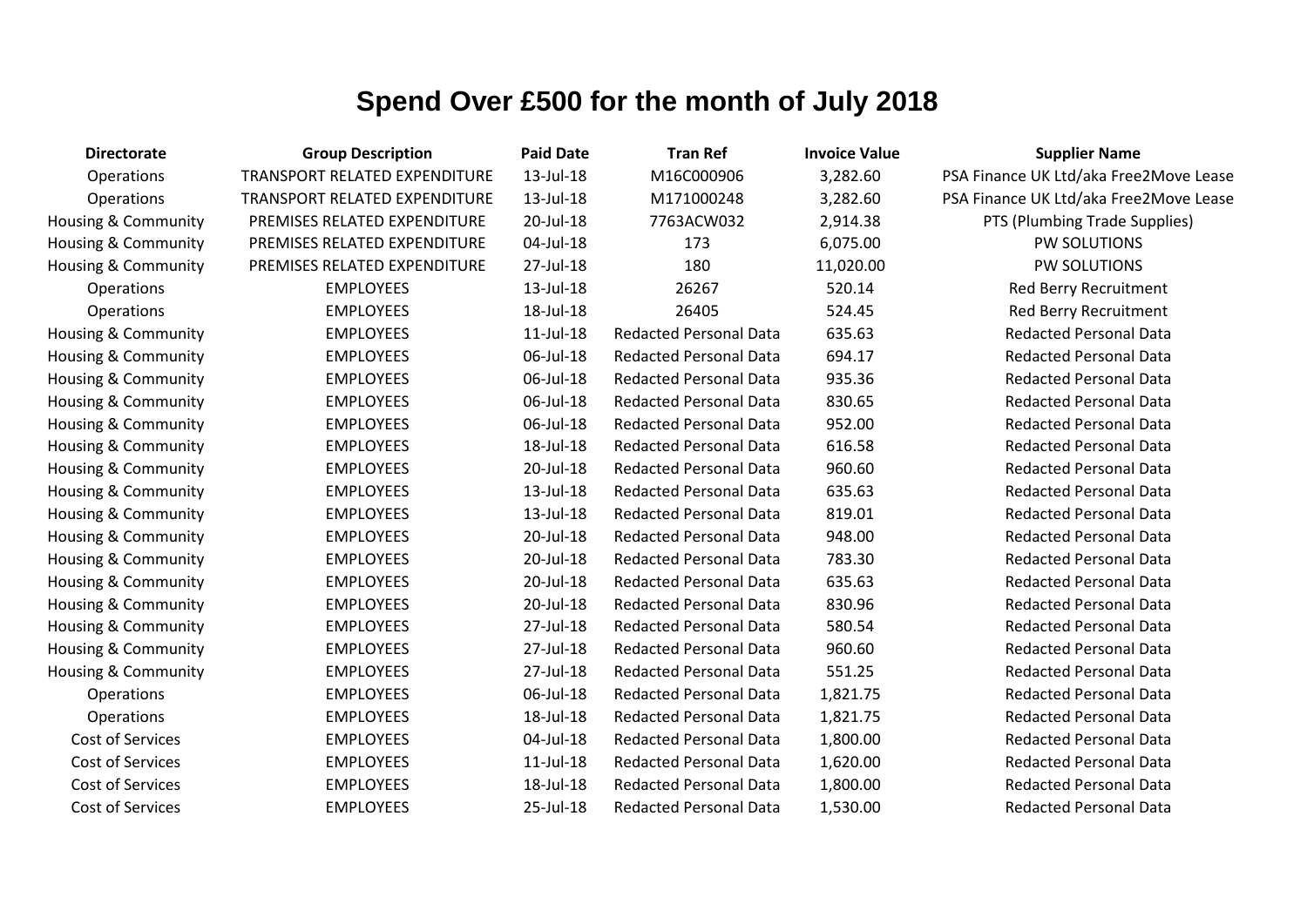# Spend Over £500 for the month of July 2018

| Directorate | Group Description | Paid Date | Tran Ref | Invoice Value | Supplier Name |
|---|---|---|---|---|---|
| Operations | TRANSPORT RELATED EXPENDITURE | 13-Jul-18 | M16C000906 | 3,282.60 | PSA Finance UK Ltd/aka Free2Move Lease |
| Operations | TRANSPORT RELATED EXPENDITURE | 13-Jul-18 | M171000248 | 3,282.60 | PSA Finance UK Ltd/aka Free2Move Lease |
| Housing & Community | PREMISES RELATED EXPENDITURE | 20-Jul-18 | 7763ACW032 | 2,914.38 | PTS (Plumbing Trade Supplies) |
| Housing & Community | PREMISES RELATED EXPENDITURE | 04-Jul-18 | 173 | 6,075.00 | PW SOLUTIONS |
| Housing & Community | PREMISES RELATED EXPENDITURE | 27-Jul-18 | 180 | 11,020.00 | PW SOLUTIONS |
| Operations | EMPLOYEES | 13-Jul-18 | 26267 | 520.14 | Red Berry Recruitment |
| Operations | EMPLOYEES | 18-Jul-18 | 26405 | 524.45 | Red Berry Recruitment |
| Housing & Community | EMPLOYEES | 11-Jul-18 | Redacted Personal Data | 635.63 | Redacted Personal Data |
| Housing & Community | EMPLOYEES | 06-Jul-18 | Redacted Personal Data | 694.17 | Redacted Personal Data |
| Housing & Community | EMPLOYEES | 06-Jul-18 | Redacted Personal Data | 935.36 | Redacted Personal Data |
| Housing & Community | EMPLOYEES | 06-Jul-18 | Redacted Personal Data | 830.65 | Redacted Personal Data |
| Housing & Community | EMPLOYEES | 06-Jul-18 | Redacted Personal Data | 952.00 | Redacted Personal Data |
| Housing & Community | EMPLOYEES | 18-Jul-18 | Redacted Personal Data | 616.58 | Redacted Personal Data |
| Housing & Community | EMPLOYEES | 20-Jul-18 | Redacted Personal Data | 960.60 | Redacted Personal Data |
| Housing & Community | EMPLOYEES | 13-Jul-18 | Redacted Personal Data | 635.63 | Redacted Personal Data |
| Housing & Community | EMPLOYEES | 13-Jul-18 | Redacted Personal Data | 819.01 | Redacted Personal Data |
| Housing & Community | EMPLOYEES | 20-Jul-18 | Redacted Personal Data | 948.00 | Redacted Personal Data |
| Housing & Community | EMPLOYEES | 20-Jul-18 | Redacted Personal Data | 783.30 | Redacted Personal Data |
| Housing & Community | EMPLOYEES | 20-Jul-18 | Redacted Personal Data | 635.63 | Redacted Personal Data |
| Housing & Community | EMPLOYEES | 20-Jul-18 | Redacted Personal Data | 830.96 | Redacted Personal Data |
| Housing & Community | EMPLOYEES | 27-Jul-18 | Redacted Personal Data | 580.54 | Redacted Personal Data |
| Housing & Community | EMPLOYEES | 27-Jul-18 | Redacted Personal Data | 960.60 | Redacted Personal Data |
| Housing & Community | EMPLOYEES | 27-Jul-18 | Redacted Personal Data | 551.25 | Redacted Personal Data |
| Operations | EMPLOYEES | 06-Jul-18 | Redacted Personal Data | 1,821.75 | Redacted Personal Data |
| Operations | EMPLOYEES | 18-Jul-18 | Redacted Personal Data | 1,821.75 | Redacted Personal Data |
| Cost of Services | EMPLOYEES | 04-Jul-18 | Redacted Personal Data | 1,800.00 | Redacted Personal Data |
| Cost of Services | EMPLOYEES | 11-Jul-18 | Redacted Personal Data | 1,620.00 | Redacted Personal Data |
| Cost of Services | EMPLOYEES | 18-Jul-18 | Redacted Personal Data | 1,800.00 | Redacted Personal Data |
| Cost of Services | EMPLOYEES | 25-Jul-18 | Redacted Personal Data | 1,530.00 | Redacted Personal Data |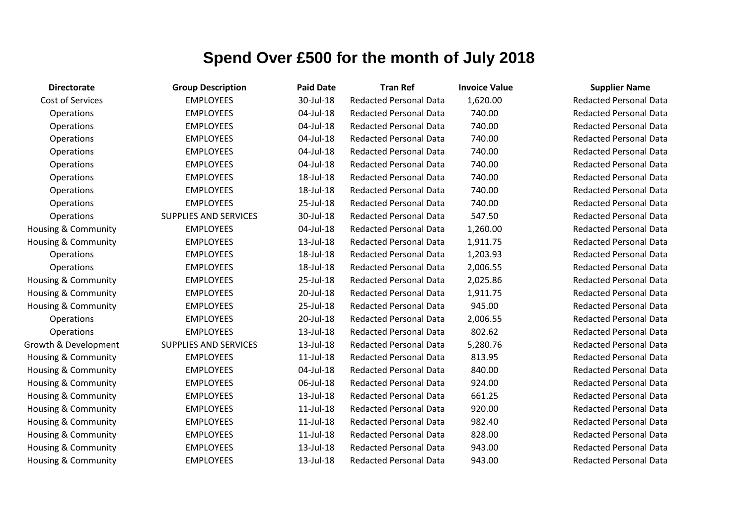# Spend Over £500 for the month of July 2018

| Directorate | Group Description | Paid Date | Tran Ref | Invoice Value | Supplier Name |
|---|---|---|---|---|---|
| Cost of Services | EMPLOYEES | 30-Jul-18 | Redacted Personal Data | 1,620.00 | Redacted Personal Data |
| Operations | EMPLOYEES | 04-Jul-18 | Redacted Personal Data | 740.00 | Redacted Personal Data |
| Operations | EMPLOYEES | 04-Jul-18 | Redacted Personal Data | 740.00 | Redacted Personal Data |
| Operations | EMPLOYEES | 04-Jul-18 | Redacted Personal Data | 740.00 | Redacted Personal Data |
| Operations | EMPLOYEES | 04-Jul-18 | Redacted Personal Data | 740.00 | Redacted Personal Data |
| Operations | EMPLOYEES | 04-Jul-18 | Redacted Personal Data | 740.00 | Redacted Personal Data |
| Operations | EMPLOYEES | 18-Jul-18 | Redacted Personal Data | 740.00 | Redacted Personal Data |
| Operations | EMPLOYEES | 18-Jul-18 | Redacted Personal Data | 740.00 | Redacted Personal Data |
| Operations | EMPLOYEES | 25-Jul-18 | Redacted Personal Data | 740.00 | Redacted Personal Data |
| Operations | SUPPLIES AND SERVICES | 30-Jul-18 | Redacted Personal Data | 547.50 | Redacted Personal Data |
| Housing & Community | EMPLOYEES | 04-Jul-18 | Redacted Personal Data | 1,260.00 | Redacted Personal Data |
| Housing & Community | EMPLOYEES | 13-Jul-18 | Redacted Personal Data | 1,911.75 | Redacted Personal Data |
| Operations | EMPLOYEES | 18-Jul-18 | Redacted Personal Data | 1,203.93 | Redacted Personal Data |
| Operations | EMPLOYEES | 18-Jul-18 | Redacted Personal Data | 2,006.55 | Redacted Personal Data |
| Housing & Community | EMPLOYEES | 25-Jul-18 | Redacted Personal Data | 2,025.86 | Redacted Personal Data |
| Housing & Community | EMPLOYEES | 20-Jul-18 | Redacted Personal Data | 1,911.75 | Redacted Personal Data |
| Housing & Community | EMPLOYEES | 25-Jul-18 | Redacted Personal Data | 945.00 | Redacted Personal Data |
| Operations | EMPLOYEES | 20-Jul-18 | Redacted Personal Data | 2,006.55 | Redacted Personal Data |
| Operations | EMPLOYEES | 13-Jul-18 | Redacted Personal Data | 802.62 | Redacted Personal Data |
| Growth & Development | SUPPLIES AND SERVICES | 13-Jul-18 | Redacted Personal Data | 5,280.76 | Redacted Personal Data |
| Housing & Community | EMPLOYEES | 11-Jul-18 | Redacted Personal Data | 813.95 | Redacted Personal Data |
| Housing & Community | EMPLOYEES | 04-Jul-18 | Redacted Personal Data | 840.00 | Redacted Personal Data |
| Housing & Community | EMPLOYEES | 06-Jul-18 | Redacted Personal Data | 924.00 | Redacted Personal Data |
| Housing & Community | EMPLOYEES | 13-Jul-18 | Redacted Personal Data | 661.25 | Redacted Personal Data |
| Housing & Community | EMPLOYEES | 11-Jul-18 | Redacted Personal Data | 920.00 | Redacted Personal Data |
| Housing & Community | EMPLOYEES | 11-Jul-18 | Redacted Personal Data | 982.40 | Redacted Personal Data |
| Housing & Community | EMPLOYEES | 11-Jul-18 | Redacted Personal Data | 828.00 | Redacted Personal Data |
| Housing & Community | EMPLOYEES | 13-Jul-18 | Redacted Personal Data | 943.00 | Redacted Personal Data |
| Housing & Community | EMPLOYEES | 13-Jul-18 | Redacted Personal Data | 943.00 | Redacted Personal Data |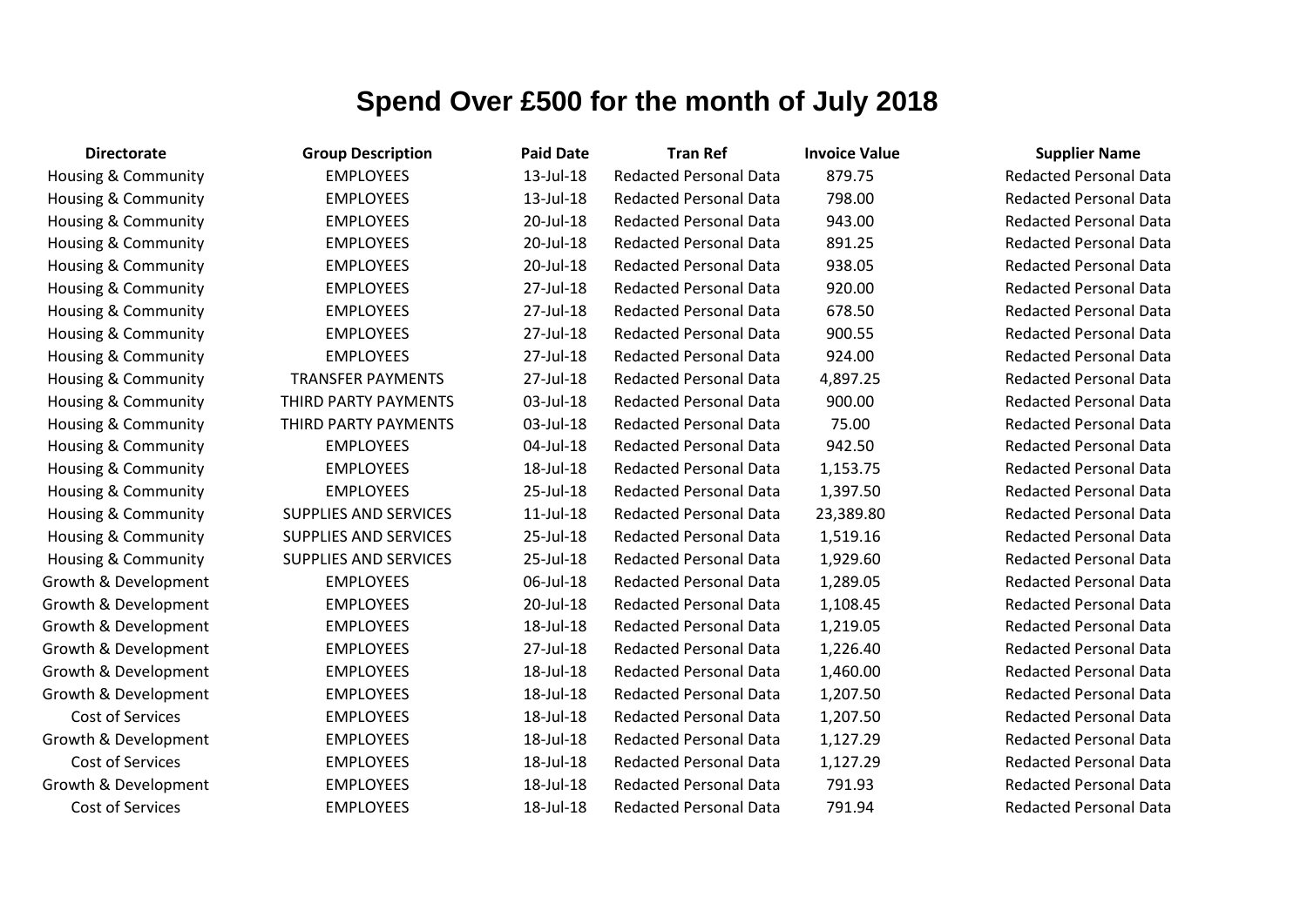# Spend Over £500 for the month of July 2018

| Directorate | Group Description | Paid Date | Tran Ref | Invoice Value | Supplier Name |
|---|---|---|---|---|---|
| Housing & Community | EMPLOYEES | 13-Jul-18 | Redacted Personal Data | 879.75 | Redacted Personal Data |
| Housing & Community | EMPLOYEES | 13-Jul-18 | Redacted Personal Data | 798.00 | Redacted Personal Data |
| Housing & Community | EMPLOYEES | 20-Jul-18 | Redacted Personal Data | 943.00 | Redacted Personal Data |
| Housing & Community | EMPLOYEES | 20-Jul-18 | Redacted Personal Data | 891.25 | Redacted Personal Data |
| Housing & Community | EMPLOYEES | 20-Jul-18 | Redacted Personal Data | 938.05 | Redacted Personal Data |
| Housing & Community | EMPLOYEES | 27-Jul-18 | Redacted Personal Data | 920.00 | Redacted Personal Data |
| Housing & Community | EMPLOYEES | 27-Jul-18 | Redacted Personal Data | 678.50 | Redacted Personal Data |
| Housing & Community | EMPLOYEES | 27-Jul-18 | Redacted Personal Data | 900.55 | Redacted Personal Data |
| Housing & Community | EMPLOYEES | 27-Jul-18 | Redacted Personal Data | 924.00 | Redacted Personal Data |
| Housing & Community | TRANSFER PAYMENTS | 27-Jul-18 | Redacted Personal Data | 4,897.25 | Redacted Personal Data |
| Housing & Community | THIRD PARTY PAYMENTS | 03-Jul-18 | Redacted Personal Data | 900.00 | Redacted Personal Data |
| Housing & Community | THIRD PARTY PAYMENTS | 03-Jul-18 | Redacted Personal Data | 75.00 | Redacted Personal Data |
| Housing & Community | EMPLOYEES | 04-Jul-18 | Redacted Personal Data | 942.50 | Redacted Personal Data |
| Housing & Community | EMPLOYEES | 18-Jul-18 | Redacted Personal Data | 1,153.75 | Redacted Personal Data |
| Housing & Community | EMPLOYEES | 25-Jul-18 | Redacted Personal Data | 1,397.50 | Redacted Personal Data |
| Housing & Community | SUPPLIES AND SERVICES | 11-Jul-18 | Redacted Personal Data | 23,389.80 | Redacted Personal Data |
| Housing & Community | SUPPLIES AND SERVICES | 25-Jul-18 | Redacted Personal Data | 1,519.16 | Redacted Personal Data |
| Housing & Community | SUPPLIES AND SERVICES | 25-Jul-18 | Redacted Personal Data | 1,929.60 | Redacted Personal Data |
| Growth & Development | EMPLOYEES | 06-Jul-18 | Redacted Personal Data | 1,289.05 | Redacted Personal Data |
| Growth & Development | EMPLOYEES | 20-Jul-18 | Redacted Personal Data | 1,108.45 | Redacted Personal Data |
| Growth & Development | EMPLOYEES | 18-Jul-18 | Redacted Personal Data | 1,219.05 | Redacted Personal Data |
| Growth & Development | EMPLOYEES | 27-Jul-18 | Redacted Personal Data | 1,226.40 | Redacted Personal Data |
| Growth & Development | EMPLOYEES | 18-Jul-18 | Redacted Personal Data | 1,460.00 | Redacted Personal Data |
| Growth & Development | EMPLOYEES | 18-Jul-18 | Redacted Personal Data | 1,207.50 | Redacted Personal Data |
| Cost of Services | EMPLOYEES | 18-Jul-18 | Redacted Personal Data | 1,207.50 | Redacted Personal Data |
| Growth & Development | EMPLOYEES | 18-Jul-18 | Redacted Personal Data | 1,127.29 | Redacted Personal Data |
| Cost of Services | EMPLOYEES | 18-Jul-18 | Redacted Personal Data | 1,127.29 | Redacted Personal Data |
| Growth & Development | EMPLOYEES | 18-Jul-18 | Redacted Personal Data | 791.93 | Redacted Personal Data |
| Cost of Services | EMPLOYEES | 18-Jul-18 | Redacted Personal Data | 791.94 | Redacted Personal Data |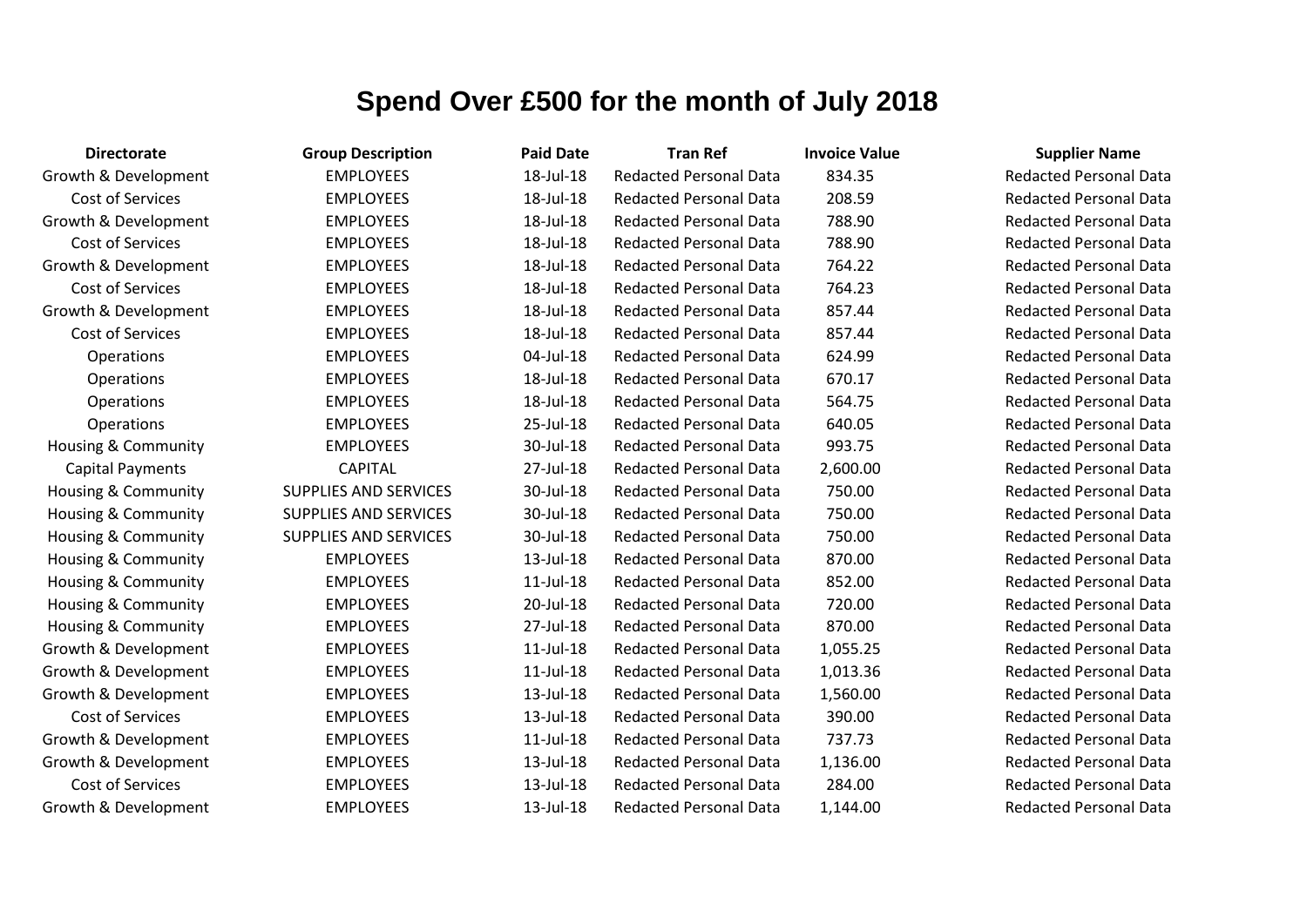# Spend Over £500 for the month of July 2018

| Directorate | Group Description | Paid Date | Tran Ref | Invoice Value | Supplier Name |
|---|---|---|---|---|---|
| Growth & Development | EMPLOYEES | 18-Jul-18 | Redacted Personal Data | 834.35 | Redacted Personal Data |
| Cost of Services | EMPLOYEES | 18-Jul-18 | Redacted Personal Data | 208.59 | Redacted Personal Data |
| Growth & Development | EMPLOYEES | 18-Jul-18 | Redacted Personal Data | 788.90 | Redacted Personal Data |
| Cost of Services | EMPLOYEES | 18-Jul-18 | Redacted Personal Data | 788.90 | Redacted Personal Data |
| Growth & Development | EMPLOYEES | 18-Jul-18 | Redacted Personal Data | 764.22 | Redacted Personal Data |
| Cost of Services | EMPLOYEES | 18-Jul-18 | Redacted Personal Data | 764.23 | Redacted Personal Data |
| Growth & Development | EMPLOYEES | 18-Jul-18 | Redacted Personal Data | 857.44 | Redacted Personal Data |
| Cost of Services | EMPLOYEES | 18-Jul-18 | Redacted Personal Data | 857.44 | Redacted Personal Data |
| Operations | EMPLOYEES | 04-Jul-18 | Redacted Personal Data | 624.99 | Redacted Personal Data |
| Operations | EMPLOYEES | 18-Jul-18 | Redacted Personal Data | 670.17 | Redacted Personal Data |
| Operations | EMPLOYEES | 18-Jul-18 | Redacted Personal Data | 564.75 | Redacted Personal Data |
| Operations | EMPLOYEES | 25-Jul-18 | Redacted Personal Data | 640.05 | Redacted Personal Data |
| Housing & Community | EMPLOYEES | 30-Jul-18 | Redacted Personal Data | 993.75 | Redacted Personal Data |
| Capital Payments | CAPITAL | 27-Jul-18 | Redacted Personal Data | 2,600.00 | Redacted Personal Data |
| Housing & Community | SUPPLIES AND SERVICES | 30-Jul-18 | Redacted Personal Data | 750.00 | Redacted Personal Data |
| Housing & Community | SUPPLIES AND SERVICES | 30-Jul-18 | Redacted Personal Data | 750.00 | Redacted Personal Data |
| Housing & Community | SUPPLIES AND SERVICES | 30-Jul-18 | Redacted Personal Data | 750.00 | Redacted Personal Data |
| Housing & Community | EMPLOYEES | 13-Jul-18 | Redacted Personal Data | 870.00 | Redacted Personal Data |
| Housing & Community | EMPLOYEES | 11-Jul-18 | Redacted Personal Data | 852.00 | Redacted Personal Data |
| Housing & Community | EMPLOYEES | 20-Jul-18 | Redacted Personal Data | 720.00 | Redacted Personal Data |
| Housing & Community | EMPLOYEES | 27-Jul-18 | Redacted Personal Data | 870.00 | Redacted Personal Data |
| Growth & Development | EMPLOYEES | 11-Jul-18 | Redacted Personal Data | 1,055.25 | Redacted Personal Data |
| Growth & Development | EMPLOYEES | 11-Jul-18 | Redacted Personal Data | 1,013.36 | Redacted Personal Data |
| Growth & Development | EMPLOYEES | 13-Jul-18 | Redacted Personal Data | 1,560.00 | Redacted Personal Data |
| Cost of Services | EMPLOYEES | 13-Jul-18 | Redacted Personal Data | 390.00 | Redacted Personal Data |
| Growth & Development | EMPLOYEES | 11-Jul-18 | Redacted Personal Data | 737.73 | Redacted Personal Data |
| Growth & Development | EMPLOYEES | 13-Jul-18 | Redacted Personal Data | 1,136.00 | Redacted Personal Data |
| Cost of Services | EMPLOYEES | 13-Jul-18 | Redacted Personal Data | 284.00 | Redacted Personal Data |
| Growth & Development | EMPLOYEES | 13-Jul-18 | Redacted Personal Data | 1,144.00 | Redacted Personal Data |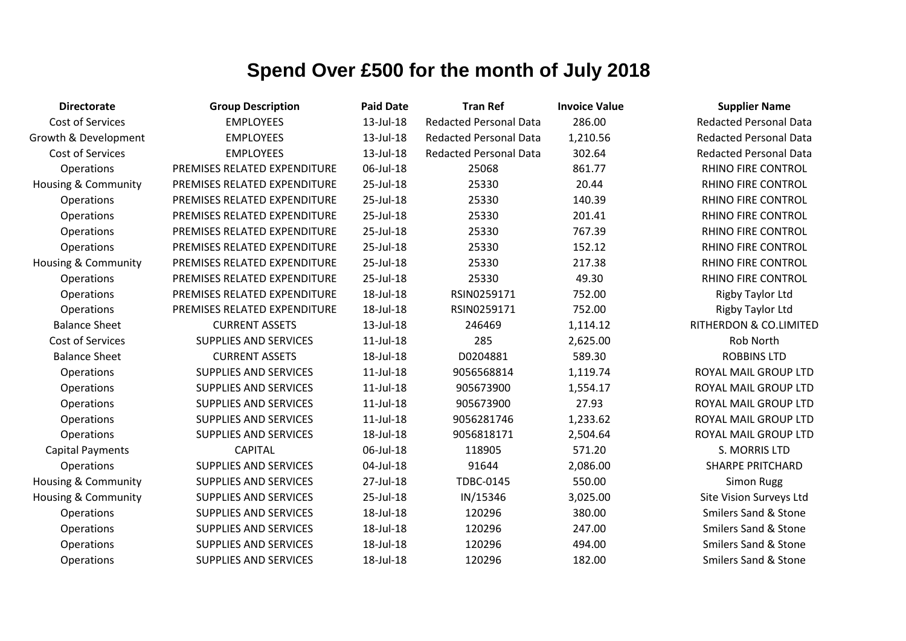# Spend Over £500 for the month of July 2018

| Directorate | Group Description | Paid Date | Tran Ref | Invoice Value | Supplier Name |
|---|---|---|---|---|---|
| Cost of Services | EMPLOYEES | 13-Jul-18 | Redacted Personal Data | 286.00 | Redacted Personal Data |
| Growth & Development | EMPLOYEES | 13-Jul-18 | Redacted Personal Data | 1,210.56 | Redacted Personal Data |
| Cost of Services | EMPLOYEES | 13-Jul-18 | Redacted Personal Data | 302.64 | Redacted Personal Data |
| Operations | PREMISES RELATED EXPENDITURE | 06-Jul-18 | 25068 | 861.77 | RHINO FIRE CONTROL |
| Housing & Community | PREMISES RELATED EXPENDITURE | 25-Jul-18 | 25330 | 20.44 | RHINO FIRE CONTROL |
| Operations | PREMISES RELATED EXPENDITURE | 25-Jul-18 | 25330 | 140.39 | RHINO FIRE CONTROL |
| Operations | PREMISES RELATED EXPENDITURE | 25-Jul-18 | 25330 | 201.41 | RHINO FIRE CONTROL |
| Operations | PREMISES RELATED EXPENDITURE | 25-Jul-18 | 25330 | 767.39 | RHINO FIRE CONTROL |
| Operations | PREMISES RELATED EXPENDITURE | 25-Jul-18 | 25330 | 152.12 | RHINO FIRE CONTROL |
| Housing & Community | PREMISES RELATED EXPENDITURE | 25-Jul-18 | 25330 | 217.38 | RHINO FIRE CONTROL |
| Operations | PREMISES RELATED EXPENDITURE | 25-Jul-18 | 25330 | 49.30 | RHINO FIRE CONTROL |
| Operations | PREMISES RELATED EXPENDITURE | 18-Jul-18 | RSIN0259171 | 752.00 | Rigby Taylor Ltd |
| Operations | PREMISES RELATED EXPENDITURE | 18-Jul-18 | RSIN0259171 | 752.00 | Rigby Taylor Ltd |
| Balance Sheet | CURRENT ASSETS | 13-Jul-18 | 246469 | 1,114.12 | RITHERDON & CO.LIMITED |
| Cost of Services | SUPPLIES AND SERVICES | 11-Jul-18 | 285 | 2,625.00 | Rob North |
| Balance Sheet | CURRENT ASSETS | 18-Jul-18 | D0204881 | 589.30 | ROBBINS LTD |
| Operations | SUPPLIES AND SERVICES | 11-Jul-18 | 9056568814 | 1,119.74 | ROYAL MAIL GROUP LTD |
| Operations | SUPPLIES AND SERVICES | 11-Jul-18 | 905673900 | 1,554.17 | ROYAL MAIL GROUP LTD |
| Operations | SUPPLIES AND SERVICES | 11-Jul-18 | 905673900 | 27.93 | ROYAL MAIL GROUP LTD |
| Operations | SUPPLIES AND SERVICES | 11-Jul-18 | 9056281746 | 1,233.62 | ROYAL MAIL GROUP LTD |
| Operations | SUPPLIES AND SERVICES | 18-Jul-18 | 9056818171 | 2,504.64 | ROYAL MAIL GROUP LTD |
| Capital Payments | CAPITAL | 06-Jul-18 | 118905 | 571.20 | S. MORRIS LTD |
| Operations | SUPPLIES AND SERVICES | 04-Jul-18 | 91644 | 2,086.00 | SHARPE PRITCHARD |
| Housing & Community | SUPPLIES AND SERVICES | 27-Jul-18 | TDBC-0145 | 550.00 | Simon Rugg |
| Housing & Community | SUPPLIES AND SERVICES | 25-Jul-18 | IN/15346 | 3,025.00 | Site Vision Surveys Ltd |
| Operations | SUPPLIES AND SERVICES | 18-Jul-18 | 120296 | 380.00 | Smilers Sand & Stone |
| Operations | SUPPLIES AND SERVICES | 18-Jul-18 | 120296 | 247.00 | Smilers Sand & Stone |
| Operations | SUPPLIES AND SERVICES | 18-Jul-18 | 120296 | 494.00 | Smilers Sand & Stone |
| Operations | SUPPLIES AND SERVICES | 18-Jul-18 | 120296 | 182.00 | Smilers Sand & Stone |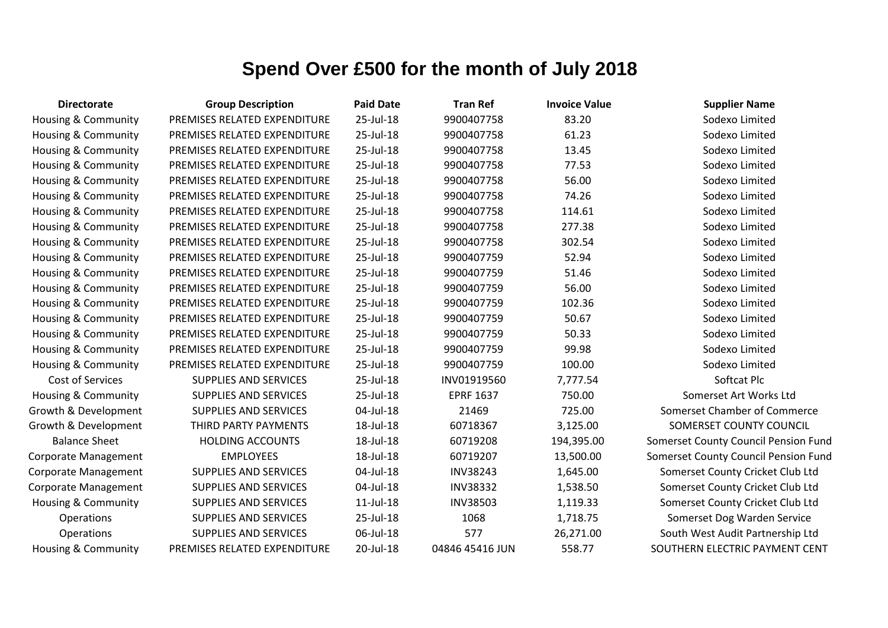# Spend Over £500 for the month of July 2018

| Directorate | Group Description | Paid Date | Tran Ref | Invoice Value | Supplier Name |
|---|---|---|---|---|---|
| Housing & Community | PREMISES RELATED EXPENDITURE | 25-Jul-18 | 9900407758 | 83.20 | Sodexo Limited |
| Housing & Community | PREMISES RELATED EXPENDITURE | 25-Jul-18 | 9900407758 | 61.23 | Sodexo Limited |
| Housing & Community | PREMISES RELATED EXPENDITURE | 25-Jul-18 | 9900407758 | 13.45 | Sodexo Limited |
| Housing & Community | PREMISES RELATED EXPENDITURE | 25-Jul-18 | 9900407758 | 77.53 | Sodexo Limited |
| Housing & Community | PREMISES RELATED EXPENDITURE | 25-Jul-18 | 9900407758 | 56.00 | Sodexo Limited |
| Housing & Community | PREMISES RELATED EXPENDITURE | 25-Jul-18 | 9900407758 | 74.26 | Sodexo Limited |
| Housing & Community | PREMISES RELATED EXPENDITURE | 25-Jul-18 | 9900407758 | 114.61 | Sodexo Limited |
| Housing & Community | PREMISES RELATED EXPENDITURE | 25-Jul-18 | 9900407758 | 277.38 | Sodexo Limited |
| Housing & Community | PREMISES RELATED EXPENDITURE | 25-Jul-18 | 9900407758 | 302.54 | Sodexo Limited |
| Housing & Community | PREMISES RELATED EXPENDITURE | 25-Jul-18 | 9900407759 | 52.94 | Sodexo Limited |
| Housing & Community | PREMISES RELATED EXPENDITURE | 25-Jul-18 | 9900407759 | 51.46 | Sodexo Limited |
| Housing & Community | PREMISES RELATED EXPENDITURE | 25-Jul-18 | 9900407759 | 56.00 | Sodexo Limited |
| Housing & Community | PREMISES RELATED EXPENDITURE | 25-Jul-18 | 9900407759 | 102.36 | Sodexo Limited |
| Housing & Community | PREMISES RELATED EXPENDITURE | 25-Jul-18 | 9900407759 | 50.67 | Sodexo Limited |
| Housing & Community | PREMISES RELATED EXPENDITURE | 25-Jul-18 | 9900407759 | 50.33 | Sodexo Limited |
| Housing & Community | PREMISES RELATED EXPENDITURE | 25-Jul-18 | 9900407759 | 99.98 | Sodexo Limited |
| Housing & Community | PREMISES RELATED EXPENDITURE | 25-Jul-18 | 9900407759 | 100.00 | Sodexo Limited |
| Cost of Services | SUPPLIES AND SERVICES | 25-Jul-18 | INV01919560 | 7,777.54 | Softcat Plc |
| Housing & Community | SUPPLIES AND SERVICES | 25-Jul-18 | EPRF 1637 | 750.00 | Somerset Art Works Ltd |
| Growth & Development | SUPPLIES AND SERVICES | 04-Jul-18 | 21469 | 725.00 | Somerset Chamber of Commerce |
| Growth & Development | THIRD PARTY PAYMENTS | 18-Jul-18 | 60718367 | 3,125.00 | SOMERSET COUNTY COUNCIL |
| Balance Sheet | HOLDING ACCOUNTS | 18-Jul-18 | 60719208 | 194,395.00 | Somerset County Council Pension Fund |
| Corporate Management | EMPLOYEES | 18-Jul-18 | 60719207 | 13,500.00 | Somerset County Council Pension Fund |
| Corporate Management | SUPPLIES AND SERVICES | 04-Jul-18 | INV38243 | 1,645.00 | Somerset County Cricket Club Ltd |
| Corporate Management | SUPPLIES AND SERVICES | 04-Jul-18 | INV38332 | 1,538.50 | Somerset County Cricket Club Ltd |
| Housing & Community | SUPPLIES AND SERVICES | 11-Jul-18 | INV38503 | 1,119.33 | Somerset County Cricket Club Ltd |
| Operations | SUPPLIES AND SERVICES | 25-Jul-18 | 1068 | 1,718.75 | Somerset Dog Warden Service |
| Operations | SUPPLIES AND SERVICES | 06-Jul-18 | 577 | 26,271.00 | South West Audit Partnership Ltd |
| Housing & Community | PREMISES RELATED EXPENDITURE | 20-Jul-18 | 04846 45416 JUN | 558.77 | SOUTHERN ELECTRIC PAYMENT CENT |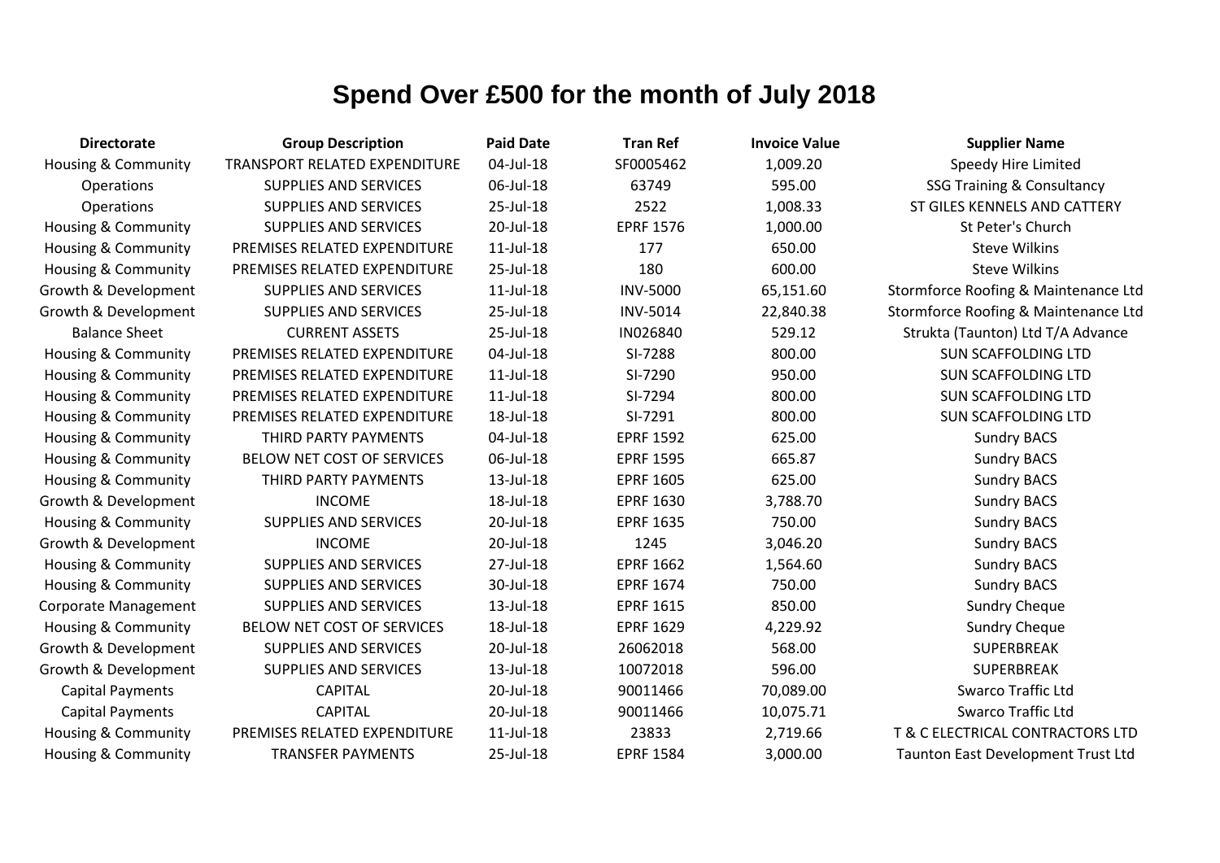# Spend Over £500 for the month of July 2018

| Directorate | Group Description | Paid Date | Tran Ref | Invoice Value | Supplier Name |
|---|---|---|---|---|---|
| Housing & Community | TRANSPORT RELATED EXPENDITURE | 04-Jul-18 | SF0005462 | 1,009.20 | Speedy Hire Limited |
| Operations | SUPPLIES AND SERVICES | 06-Jul-18 | 63749 | 595.00 | SSG Training & Consultancy |
| Operations | SUPPLIES AND SERVICES | 25-Jul-18 | 2522 | 1,008.33 | ST GILES KENNELS AND CATTERY |
| Housing & Community | SUPPLIES AND SERVICES | 20-Jul-18 | EPRF 1576 | 1,000.00 | St Peter's Church |
| Housing & Community | PREMISES RELATED EXPENDITURE | 11-Jul-18 | 177 | 650.00 | Steve Wilkins |
| Housing & Community | PREMISES RELATED EXPENDITURE | 25-Jul-18 | 180 | 600.00 | Steve Wilkins |
| Growth & Development | SUPPLIES AND SERVICES | 11-Jul-18 | INV-5000 | 65,151.60 | Stormforce Roofing & Maintenance Ltd |
| Growth & Development | SUPPLIES AND SERVICES | 25-Jul-18 | INV-5014 | 22,840.38 | Stormforce Roofing & Maintenance Ltd |
| Balance Sheet | CURRENT ASSETS | 25-Jul-18 | IN026840 | 529.12 | Strukta (Taunton) Ltd T/A Advance |
| Housing & Community | PREMISES RELATED EXPENDITURE | 04-Jul-18 | SI-7288 | 800.00 | SUN SCAFFOLDING LTD |
| Housing & Community | PREMISES RELATED EXPENDITURE | 11-Jul-18 | SI-7290 | 950.00 | SUN SCAFFOLDING LTD |
| Housing & Community | PREMISES RELATED EXPENDITURE | 11-Jul-18 | SI-7294 | 800.00 | SUN SCAFFOLDING LTD |
| Housing & Community | PREMISES RELATED EXPENDITURE | 18-Jul-18 | SI-7291 | 800.00 | SUN SCAFFOLDING LTD |
| Housing & Community | THIRD PARTY PAYMENTS | 04-Jul-18 | EPRF 1592 | 625.00 | Sundry BACS |
| Housing & Community | BELOW NET COST OF SERVICES | 06-Jul-18 | EPRF 1595 | 665.87 | Sundry BACS |
| Housing & Community | THIRD PARTY PAYMENTS | 13-Jul-18 | EPRF 1605 | 625.00 | Sundry BACS |
| Growth & Development | INCOME | 18-Jul-18 | EPRF 1630 | 3,788.70 | Sundry BACS |
| Housing & Community | SUPPLIES AND SERVICES | 20-Jul-18 | EPRF 1635 | 750.00 | Sundry BACS |
| Growth & Development | INCOME | 20-Jul-18 | 1245 | 3,046.20 | Sundry BACS |
| Housing & Community | SUPPLIES AND SERVICES | 27-Jul-18 | EPRF 1662 | 1,564.60 | Sundry BACS |
| Housing & Community | SUPPLIES AND SERVICES | 30-Jul-18 | EPRF 1674 | 750.00 | Sundry BACS |
| Corporate Management | SUPPLIES AND SERVICES | 13-Jul-18 | EPRF 1615 | 850.00 | Sundry Cheque |
| Housing & Community | BELOW NET COST OF SERVICES | 18-Jul-18 | EPRF 1629 | 4,229.92 | Sundry Cheque |
| Growth & Development | SUPPLIES AND SERVICES | 20-Jul-18 | 26062018 | 568.00 | SUPERBREAK |
| Growth & Development | SUPPLIES AND SERVICES | 13-Jul-18 | 10072018 | 596.00 | SUPERBREAK |
| Capital Payments | CAPITAL | 20-Jul-18 | 90011466 | 70,089.00 | Swarco Traffic Ltd |
| Capital Payments | CAPITAL | 20-Jul-18 | 90011466 | 10,075.71 | Swarco Traffic Ltd |
| Housing & Community | PREMISES RELATED EXPENDITURE | 11-Jul-18 | 23833 | 2,719.66 | T & C ELECTRICAL CONTRACTORS LTD |
| Housing & Community | TRANSFER PAYMENTS | 25-Jul-18 | EPRF 1584 | 3,000.00 | Taunton East Development Trust Ltd |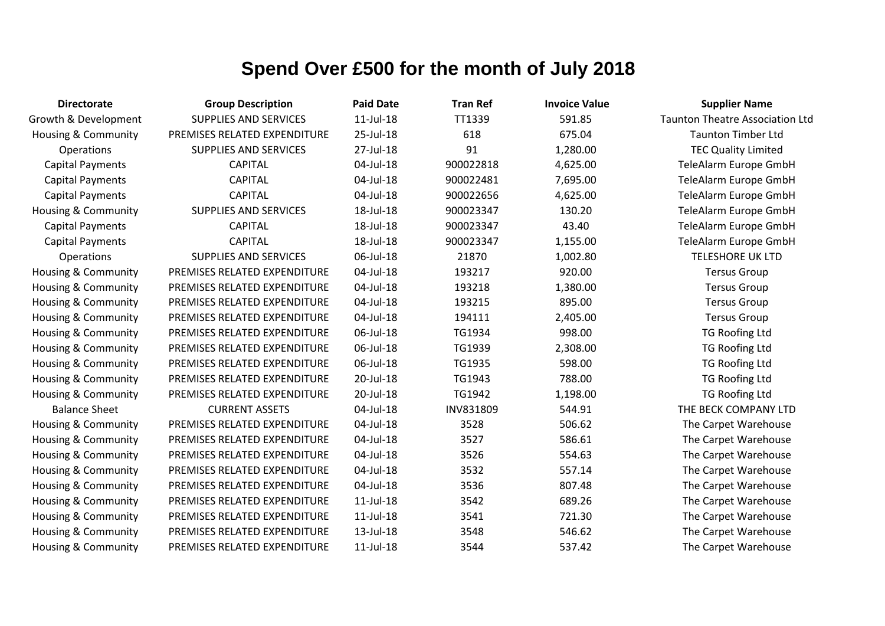# Spend Over £500 for the month of July 2018

| Directorate | Group Description | Paid Date | Tran Ref | Invoice Value | Supplier Name |
|---|---|---|---|---|---|
| Growth & Development | SUPPLIES AND SERVICES | 11-Jul-18 | TT1339 | 591.85 | Taunton Theatre Association Ltd |
| Housing & Community | PREMISES RELATED EXPENDITURE | 25-Jul-18 | 618 | 675.04 | Taunton Timber Ltd |
| Operations | SUPPLIES AND SERVICES | 27-Jul-18 | 91 | 1,280.00 | TEC Quality Limited |
| Capital Payments | CAPITAL | 04-Jul-18 | 900022818 | 4,625.00 | TeleAlarm Europe GmbH |
| Capital Payments | CAPITAL | 04-Jul-18 | 900022481 | 7,695.00 | TeleAlarm Europe GmbH |
| Capital Payments | CAPITAL | 04-Jul-18 | 900022656 | 4,625.00 | TeleAlarm Europe GmbH |
| Housing & Community | SUPPLIES AND SERVICES | 18-Jul-18 | 900023347 | 130.20 | TeleAlarm Europe GmbH |
| Capital Payments | CAPITAL | 18-Jul-18 | 900023347 | 43.40 | TeleAlarm Europe GmbH |
| Capital Payments | CAPITAL | 18-Jul-18 | 900023347 | 1,155.00 | TeleAlarm Europe GmbH |
| Operations | SUPPLIES AND SERVICES | 06-Jul-18 | 21870 | 1,002.80 | TELESHORE UK LTD |
| Housing & Community | PREMISES RELATED EXPENDITURE | 04-Jul-18 | 193217 | 920.00 | Tersus Group |
| Housing & Community | PREMISES RELATED EXPENDITURE | 04-Jul-18 | 193218 | 1,380.00 | Tersus Group |
| Housing & Community | PREMISES RELATED EXPENDITURE | 04-Jul-18 | 193215 | 895.00 | Tersus Group |
| Housing & Community | PREMISES RELATED EXPENDITURE | 04-Jul-18 | 194111 | 2,405.00 | Tersus Group |
| Housing & Community | PREMISES RELATED EXPENDITURE | 06-Jul-18 | TG1934 | 998.00 | TG Roofing Ltd |
| Housing & Community | PREMISES RELATED EXPENDITURE | 06-Jul-18 | TG1939 | 2,308.00 | TG Roofing Ltd |
| Housing & Community | PREMISES RELATED EXPENDITURE | 06-Jul-18 | TG1935 | 598.00 | TG Roofing Ltd |
| Housing & Community | PREMISES RELATED EXPENDITURE | 20-Jul-18 | TG1943 | 788.00 | TG Roofing Ltd |
| Housing & Community | PREMISES RELATED EXPENDITURE | 20-Jul-18 | TG1942 | 1,198.00 | TG Roofing Ltd |
| Balance Sheet | CURRENT ASSETS | 04-Jul-18 | INV831809 | 544.91 | THE BECK COMPANY LTD |
| Housing & Community | PREMISES RELATED EXPENDITURE | 04-Jul-18 | 3528 | 506.62 | The Carpet Warehouse |
| Housing & Community | PREMISES RELATED EXPENDITURE | 04-Jul-18 | 3527 | 586.61 | The Carpet Warehouse |
| Housing & Community | PREMISES RELATED EXPENDITURE | 04-Jul-18 | 3526 | 554.63 | The Carpet Warehouse |
| Housing & Community | PREMISES RELATED EXPENDITURE | 04-Jul-18 | 3532 | 557.14 | The Carpet Warehouse |
| Housing & Community | PREMISES RELATED EXPENDITURE | 04-Jul-18 | 3536 | 807.48 | The Carpet Warehouse |
| Housing & Community | PREMISES RELATED EXPENDITURE | 11-Jul-18 | 3542 | 689.26 | The Carpet Warehouse |
| Housing & Community | PREMISES RELATED EXPENDITURE | 11-Jul-18 | 3541 | 721.30 | The Carpet Warehouse |
| Housing & Community | PREMISES RELATED EXPENDITURE | 13-Jul-18 | 3548 | 546.62 | The Carpet Warehouse |
| Housing & Community | PREMISES RELATED EXPENDITURE | 11-Jul-18 | 3544 | 537.42 | The Carpet Warehouse |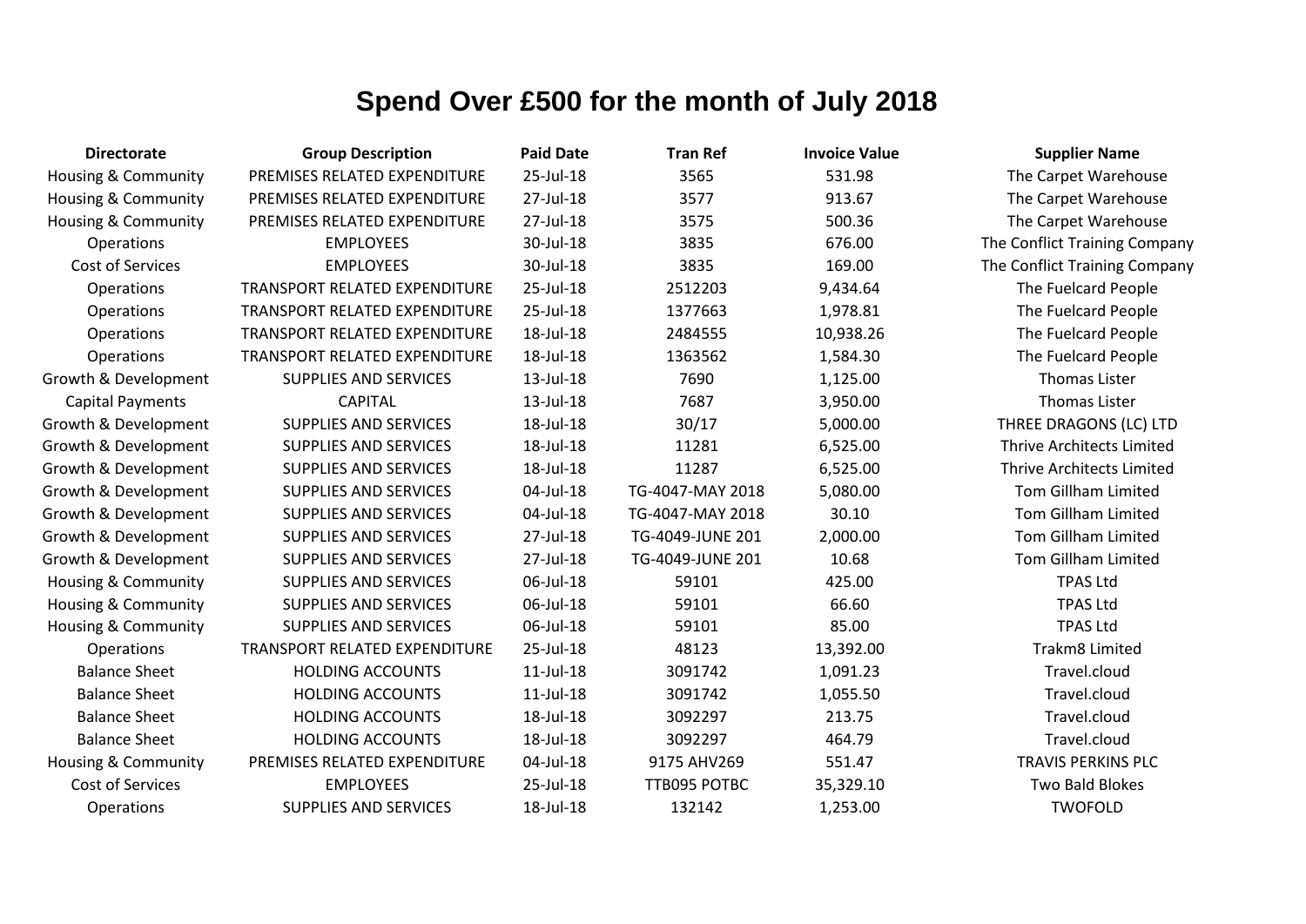# Spend Over £500 for the month of July 2018

| Directorate | Group Description | Paid Date | Tran Ref | Invoice Value | Supplier Name |
|---|---|---|---|---|---|
| Housing & Community | PREMISES RELATED EXPENDITURE | 25-Jul-18 | 3565 | 531.98 | The Carpet Warehouse |
| Housing & Community | PREMISES RELATED EXPENDITURE | 27-Jul-18 | 3577 | 913.67 | The Carpet Warehouse |
| Housing & Community | PREMISES RELATED EXPENDITURE | 27-Jul-18 | 3575 | 500.36 | The Carpet Warehouse |
| Operations | EMPLOYEES | 30-Jul-18 | 3835 | 676.00 | The Conflict Training Company |
| Cost of Services | EMPLOYEES | 30-Jul-18 | 3835 | 169.00 | The Conflict Training Company |
| Operations | TRANSPORT RELATED EXPENDITURE | 25-Jul-18 | 2512203 | 9,434.64 | The Fuelcard People |
| Operations | TRANSPORT RELATED EXPENDITURE | 25-Jul-18 | 1377663 | 1,978.81 | The Fuelcard People |
| Operations | TRANSPORT RELATED EXPENDITURE | 18-Jul-18 | 2484555 | 10,938.26 | The Fuelcard People |
| Operations | TRANSPORT RELATED EXPENDITURE | 18-Jul-18 | 1363562 | 1,584.30 | The Fuelcard People |
| Growth & Development | SUPPLIES AND SERVICES | 13-Jul-18 | 7690 | 1,125.00 | Thomas Lister |
| Capital Payments | CAPITAL | 13-Jul-18 | 7687 | 3,950.00 | Thomas Lister |
| Growth & Development | SUPPLIES AND SERVICES | 18-Jul-18 | 30/17 | 5,000.00 | THREE DRAGONS (LC) LTD |
| Growth & Development | SUPPLIES AND SERVICES | 18-Jul-18 | 11281 | 6,525.00 | Thrive Architects Limited |
| Growth & Development | SUPPLIES AND SERVICES | 18-Jul-18 | 11287 | 6,525.00 | Thrive Architects Limited |
| Growth & Development | SUPPLIES AND SERVICES | 04-Jul-18 | TG-4047-MAY 2018 | 5,080.00 | Tom Gillham Limited |
| Growth & Development | SUPPLIES AND SERVICES | 04-Jul-18 | TG-4047-MAY 2018 | 30.10 | Tom Gillham Limited |
| Growth & Development | SUPPLIES AND SERVICES | 27-Jul-18 | TG-4049-JUNE 201 | 2,000.00 | Tom Gillham Limited |
| Growth & Development | SUPPLIES AND SERVICES | 27-Jul-18 | TG-4049-JUNE 201 | 10.68 | Tom Gillham Limited |
| Housing & Community | SUPPLIES AND SERVICES | 06-Jul-18 | 59101 | 425.00 | TPAS Ltd |
| Housing & Community | SUPPLIES AND SERVICES | 06-Jul-18 | 59101 | 66.60 | TPAS Ltd |
| Housing & Community | SUPPLIES AND SERVICES | 06-Jul-18 | 59101 | 85.00 | TPAS Ltd |
| Operations | TRANSPORT RELATED EXPENDITURE | 25-Jul-18 | 48123 | 13,392.00 | Trakm8 Limited |
| Balance Sheet | HOLDING ACCOUNTS | 11-Jul-18 | 3091742 | 1,091.23 | Travel.cloud |
| Balance Sheet | HOLDING ACCOUNTS | 11-Jul-18 | 3091742 | 1,055.50 | Travel.cloud |
| Balance Sheet | HOLDING ACCOUNTS | 18-Jul-18 | 3092297 | 213.75 | Travel.cloud |
| Balance Sheet | HOLDING ACCOUNTS | 18-Jul-18 | 3092297 | 464.79 | Travel.cloud |
| Housing & Community | PREMISES RELATED EXPENDITURE | 04-Jul-18 | 9175 AHV269 | 551.47 | TRAVIS PERKINS PLC |
| Cost of Services | EMPLOYEES | 25-Jul-18 | TTB095 POTBC | 35,329.10 | Two Bald Blokes |
| Operations | SUPPLIES AND SERVICES | 18-Jul-18 | 132142 | 1,253.00 | TWOFOLD |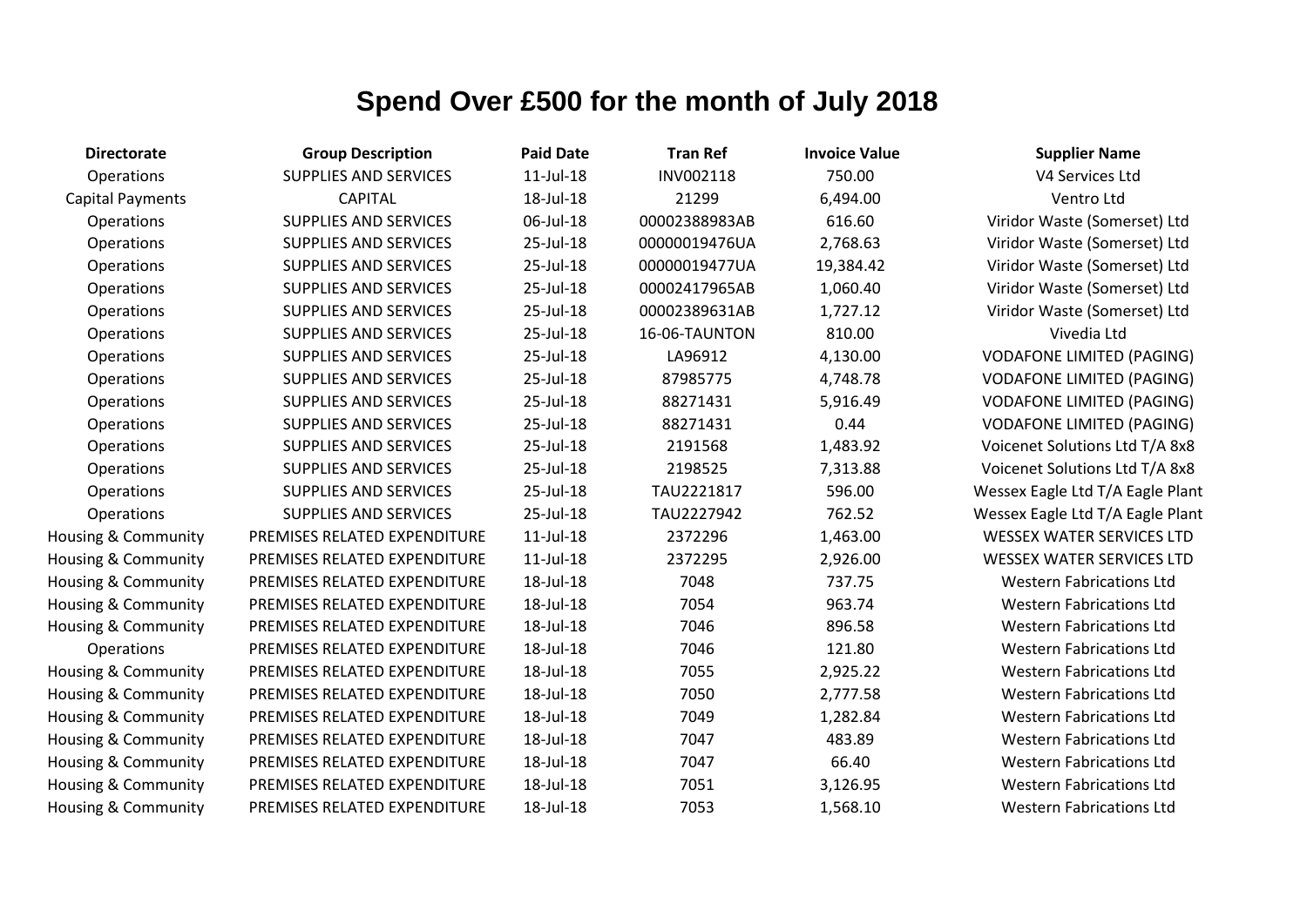# Spend Over £500 for the month of July 2018

| Directorate | Group Description | Paid Date | Tran Ref | Invoice Value | Supplier Name |
|---|---|---|---|---|---|
| Operations | SUPPLIES AND SERVICES | 11-Jul-18 | INV002118 | 750.00 | V4 Services Ltd |
| Capital Payments | CAPITAL | 18-Jul-18 | 21299 | 6,494.00 | Ventro Ltd |
| Operations | SUPPLIES AND SERVICES | 06-Jul-18 | 00002388983AB | 616.60 | Viridor Waste (Somerset) Ltd |
| Operations | SUPPLIES AND SERVICES | 25-Jul-18 | 00000019476UA | 2,768.63 | Viridor Waste (Somerset) Ltd |
| Operations | SUPPLIES AND SERVICES | 25-Jul-18 | 00000019477UA | 19,384.42 | Viridor Waste (Somerset) Ltd |
| Operations | SUPPLIES AND SERVICES | 25-Jul-18 | 00002417965AB | 1,060.40 | Viridor Waste (Somerset) Ltd |
| Operations | SUPPLIES AND SERVICES | 25-Jul-18 | 00002389631AB | 1,727.12 | Viridor Waste (Somerset) Ltd |
| Operations | SUPPLIES AND SERVICES | 25-Jul-18 | 16-06-TAUNTON | 810.00 | Vivedia Ltd |
| Operations | SUPPLIES AND SERVICES | 25-Jul-18 | LA96912 | 4,130.00 | VODAFONE LIMITED (PAGING) |
| Operations | SUPPLIES AND SERVICES | 25-Jul-18 | 87985775 | 4,748.78 | VODAFONE LIMITED (PAGING) |
| Operations | SUPPLIES AND SERVICES | 25-Jul-18 | 88271431 | 5,916.49 | VODAFONE LIMITED (PAGING) |
| Operations | SUPPLIES AND SERVICES | 25-Jul-18 | 88271431 | 0.44 | VODAFONE LIMITED (PAGING) |
| Operations | SUPPLIES AND SERVICES | 25-Jul-18 | 2191568 | 1,483.92 | Voicenet Solutions Ltd T/A 8x8 |
| Operations | SUPPLIES AND SERVICES | 25-Jul-18 | 2198525 | 7,313.88 | Voicenet Solutions Ltd T/A 8x8 |
| Operations | SUPPLIES AND SERVICES | 25-Jul-18 | TAU2221817 | 596.00 | Wessex Eagle Ltd T/A Eagle Plant |
| Operations | SUPPLIES AND SERVICES | 25-Jul-18 | TAU2227942 | 762.52 | Wessex Eagle Ltd T/A Eagle Plant |
| Housing & Community | PREMISES RELATED EXPENDITURE | 11-Jul-18 | 2372296 | 1,463.00 | WESSEX WATER SERVICES LTD |
| Housing & Community | PREMISES RELATED EXPENDITURE | 11-Jul-18 | 2372295 | 2,926.00 | WESSEX WATER SERVICES LTD |
| Housing & Community | PREMISES RELATED EXPENDITURE | 18-Jul-18 | 7048 | 737.75 | Western Fabrications Ltd |
| Housing & Community | PREMISES RELATED EXPENDITURE | 18-Jul-18 | 7054 | 963.74 | Western Fabrications Ltd |
| Housing & Community | PREMISES RELATED EXPENDITURE | 18-Jul-18 | 7046 | 896.58 | Western Fabrications Ltd |
| Operations | PREMISES RELATED EXPENDITURE | 18-Jul-18 | 7046 | 121.80 | Western Fabrications Ltd |
| Housing & Community | PREMISES RELATED EXPENDITURE | 18-Jul-18 | 7055 | 2,925.22 | Western Fabrications Ltd |
| Housing & Community | PREMISES RELATED EXPENDITURE | 18-Jul-18 | 7050 | 2,777.58 | Western Fabrications Ltd |
| Housing & Community | PREMISES RELATED EXPENDITURE | 18-Jul-18 | 7049 | 1,282.84 | Western Fabrications Ltd |
| Housing & Community | PREMISES RELATED EXPENDITURE | 18-Jul-18 | 7047 | 483.89 | Western Fabrications Ltd |
| Housing & Community | PREMISES RELATED EXPENDITURE | 18-Jul-18 | 7047 | 66.40 | Western Fabrications Ltd |
| Housing & Community | PREMISES RELATED EXPENDITURE | 18-Jul-18 | 7051 | 3,126.95 | Western Fabrications Ltd |
| Housing & Community | PREMISES RELATED EXPENDITURE | 18-Jul-18 | 7053 | 1,568.10 | Western Fabrications Ltd |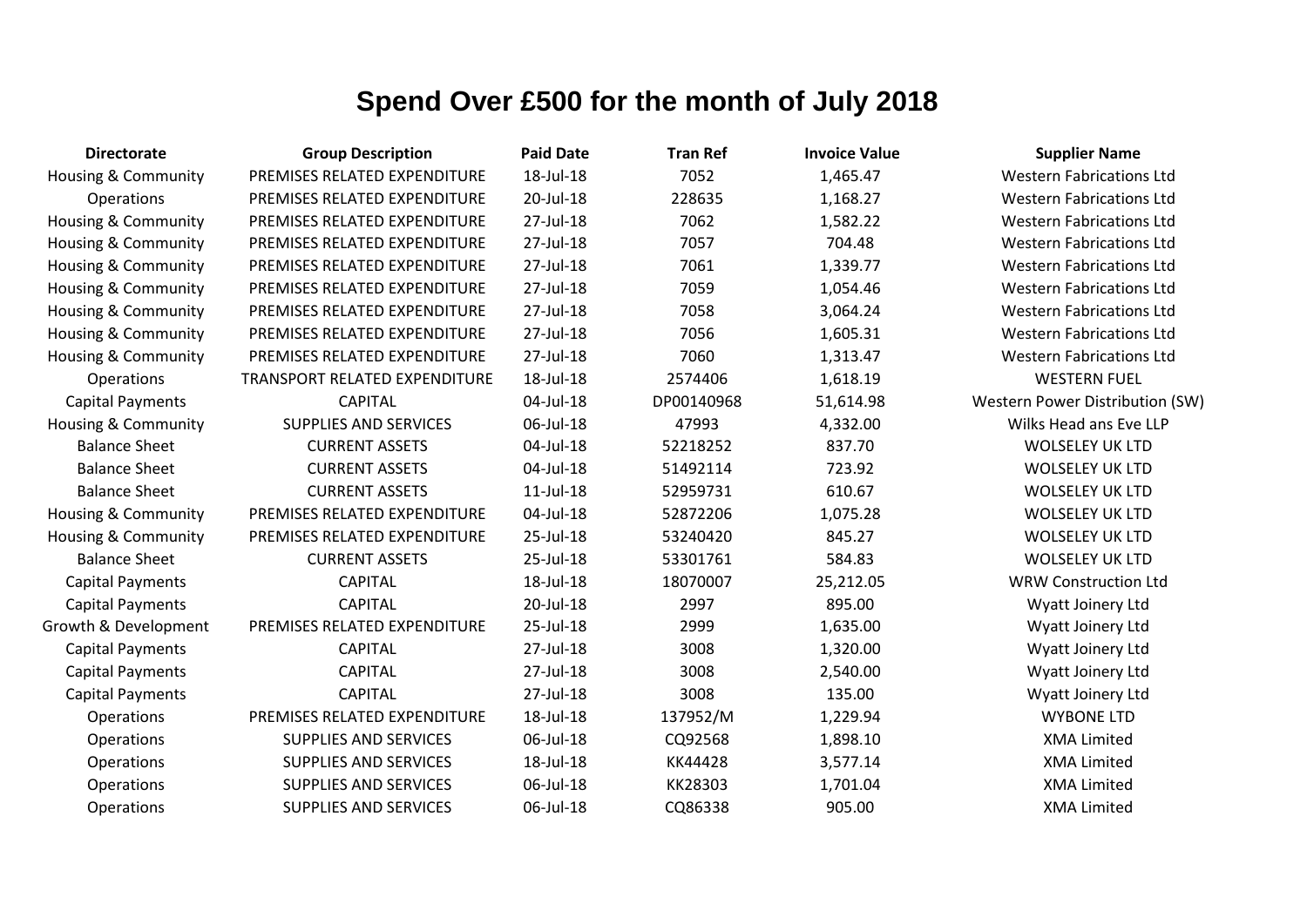# Spend Over £500 for the month of July 2018

| Directorate | Group Description | Paid Date | Tran Ref | Invoice Value | Supplier Name |
|---|---|---|---|---|---|
| Housing & Community | PREMISES RELATED EXPENDITURE | 18-Jul-18 | 7052 | 1,465.47 | Western Fabrications Ltd |
| Operations | PREMISES RELATED EXPENDITURE | 20-Jul-18 | 228635 | 1,168.27 | Western Fabrications Ltd |
| Housing & Community | PREMISES RELATED EXPENDITURE | 27-Jul-18 | 7062 | 1,582.22 | Western Fabrications Ltd |
| Housing & Community | PREMISES RELATED EXPENDITURE | 27-Jul-18 | 7057 | 704.48 | Western Fabrications Ltd |
| Housing & Community | PREMISES RELATED EXPENDITURE | 27-Jul-18 | 7061 | 1,339.77 | Western Fabrications Ltd |
| Housing & Community | PREMISES RELATED EXPENDITURE | 27-Jul-18 | 7059 | 1,054.46 | Western Fabrications Ltd |
| Housing & Community | PREMISES RELATED EXPENDITURE | 27-Jul-18 | 7058 | 3,064.24 | Western Fabrications Ltd |
| Housing & Community | PREMISES RELATED EXPENDITURE | 27-Jul-18 | 7056 | 1,605.31 | Western Fabrications Ltd |
| Housing & Community | PREMISES RELATED EXPENDITURE | 27-Jul-18 | 7060 | 1,313.47 | Western Fabrications Ltd |
| Operations | TRANSPORT RELATED EXPENDITURE | 18-Jul-18 | 2574406 | 1,618.19 | WESTERN FUEL |
| Capital Payments | CAPITAL | 04-Jul-18 | DP00140968 | 51,614.98 | Western Power Distribution (SW) |
| Housing & Community | SUPPLIES AND SERVICES | 06-Jul-18 | 47993 | 4,332.00 | Wilks Head ans Eve LLP |
| Balance Sheet | CURRENT ASSETS | 04-Jul-18 | 52218252 | 837.70 | WOLSELEY UK LTD |
| Balance Sheet | CURRENT ASSETS | 04-Jul-18 | 51492114 | 723.92 | WOLSELEY UK LTD |
| Balance Sheet | CURRENT ASSETS | 11-Jul-18 | 52959731 | 610.67 | WOLSELEY UK LTD |
| Housing & Community | PREMISES RELATED EXPENDITURE | 04-Jul-18 | 52872206 | 1,075.28 | WOLSELEY UK LTD |
| Housing & Community | PREMISES RELATED EXPENDITURE | 25-Jul-18 | 53240420 | 845.27 | WOLSELEY UK LTD |
| Balance Sheet | CURRENT ASSETS | 25-Jul-18 | 53301761 | 584.83 | WOLSELEY UK LTD |
| Capital Payments | CAPITAL | 18-Jul-18 | 18070007 | 25,212.05 | WRW Construction Ltd |
| Capital Payments | CAPITAL | 20-Jul-18 | 2997 | 895.00 | Wyatt Joinery Ltd |
| Growth & Development | PREMISES RELATED EXPENDITURE | 25-Jul-18 | 2999 | 1,635.00 | Wyatt Joinery Ltd |
| Capital Payments | CAPITAL | 27-Jul-18 | 3008 | 1,320.00 | Wyatt Joinery Ltd |
| Capital Payments | CAPITAL | 27-Jul-18 | 3008 | 2,540.00 | Wyatt Joinery Ltd |
| Capital Payments | CAPITAL | 27-Jul-18 | 3008 | 135.00 | Wyatt Joinery Ltd |
| Operations | PREMISES RELATED EXPENDITURE | 18-Jul-18 | 137952/M | 1,229.94 | WYBONE LTD |
| Operations | SUPPLIES AND SERVICES | 06-Jul-18 | CQ92568 | 1,898.10 | XMA Limited |
| Operations | SUPPLIES AND SERVICES | 18-Jul-18 | KK44428 | 3,577.14 | XMA Limited |
| Operations | SUPPLIES AND SERVICES | 06-Jul-18 | KK28303 | 1,701.04 | XMA Limited |
| Operations | SUPPLIES AND SERVICES | 06-Jul-18 | CQ86338 | 905.00 | XMA Limited |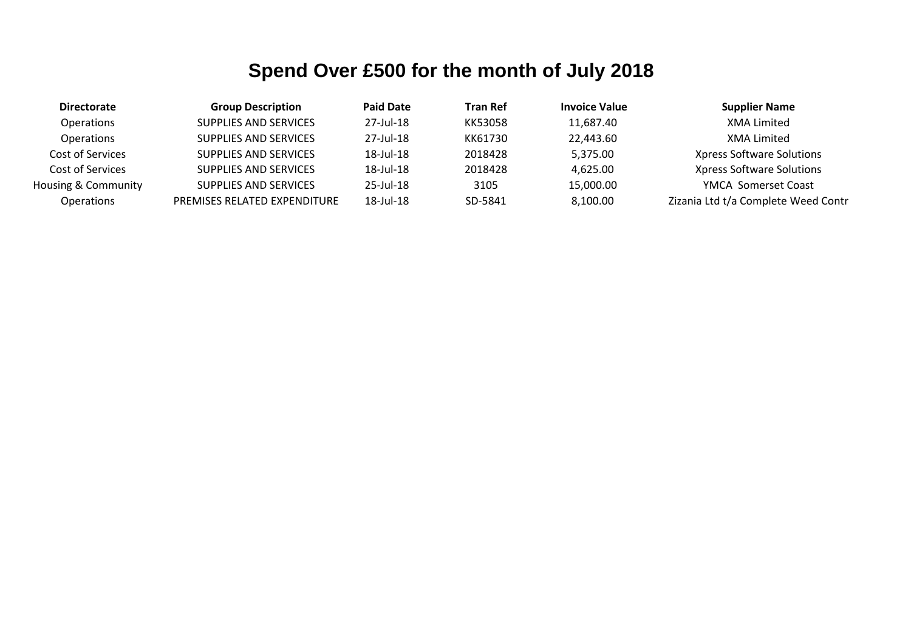# Spend Over £500 for the month of July 2018

| Directorate | Group Description | Paid Date | Tran Ref | Invoice Value | Supplier Name |
|---|---|---|---|---|---|
| Operations | SUPPLIES AND SERVICES | 27-Jul-18 | KK53058 | 11,687.40 | XMA Limited |
| Operations | SUPPLIES AND SERVICES | 27-Jul-18 | KK61730 | 22,443.60 | XMA Limited |
| Cost of Services | SUPPLIES AND SERVICES | 18-Jul-18 | 2018428 | 5,375.00 | Xpress Software Solutions |
| Cost of Services | SUPPLIES AND SERVICES | 18-Jul-18 | 2018428 | 4,625.00 | Xpress Software Solutions |
| Housing & Community | SUPPLIES AND SERVICES | 25-Jul-18 | 3105 | 15,000.00 | YMCA Somerset Coast |
| Operations | PREMISES RELATED EXPENDITURE | 18-Jul-18 | SD-5841 | 8,100.00 | Zizania Ltd t/a Complete Weed Contr |